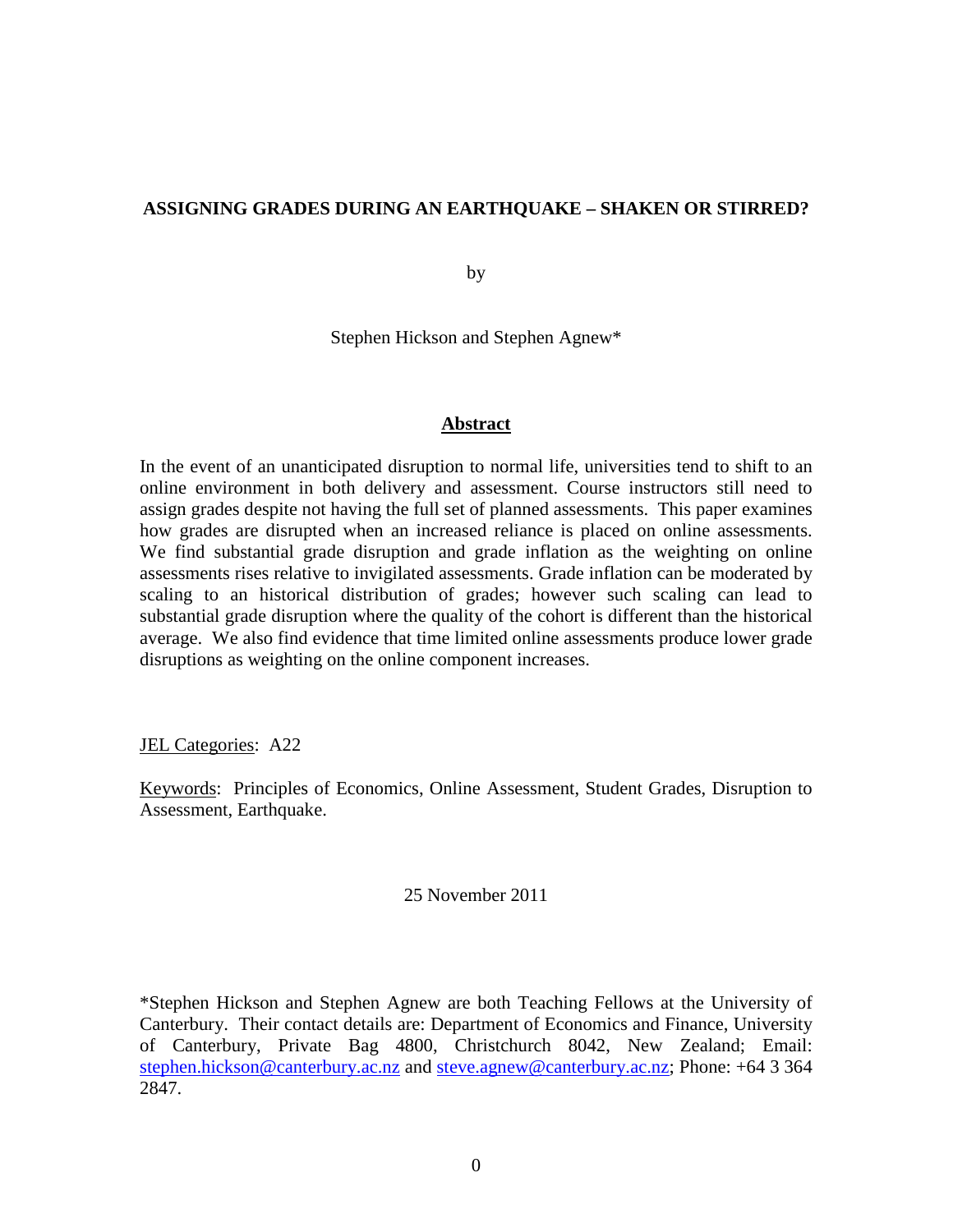# ASSIGNING GRADES DURING AN EARTHQUAKE – SHAKEN OR STIRRED?

by

Stephen Hickson and Stephen Agnew*

## Abstract

In the event of an unanticipated disruption to normal life, universities tend to shift to an online environment in both delivery and assessment. Course instructors still need to assign grades despite not having the full set of planned assessments. This paper examines how grades are disrupted when an increased reliance is placed on online assessments. We find substantial grade disruption and grade inflation as the weighting on online assessments rises relative to invigilated assessments. Grade inflation can be moderated by scaling to an historical distribution of grades; however such scaling can lead to substantial grade disruption where the quality of the cohort is different than the historical average. We also find evidence that time limited online assessments produce lower grade disruptions as weighting on the online component increases.

JEL Categories: A22

Keywords: Principles of Economics, Online Assessment, Student Grades, Disruption to Assessment, Earthquake.

25 November 2011

*Stephen Hickson and Stephen Agnew are both Teaching Fellows at the University of Canterbury. Their contact details are: Department of Economics and Finance, University of Canterbury, Private Bag 4800, Christchurch 8042, New Zealand; Email: stephen.hickson@canterbury.ac.nz and steve.agnew@canterbury.ac.nz; Phone: +64 3 364 2847.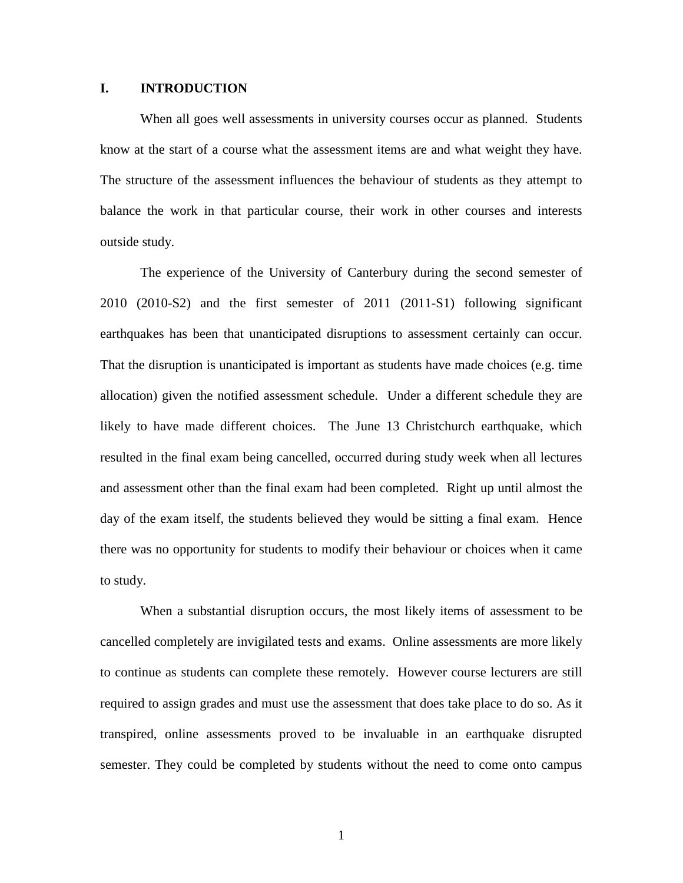## I. INTRODUCTION

When all goes well assessments in university courses occur as planned. Students know at the start of a course what the assessment items are and what weight they have. The structure of the assessment influences the behaviour of students as they attempt to balance the work in that particular course, their work in other courses and interests outside study.

The experience of the University of Canterbury during the second semester of 2010 (2010-S2) and the first semester of 2011 (2011-S1) following significant earthquakes has been that unanticipated disruptions to assessment certainly can occur. That the disruption is unanticipated is important as students have made choices (e.g. time allocation) given the notified assessment schedule. Under a different schedule they are likely to have made different choices. The June 13 Christchurch earthquake, which resulted in the final exam being cancelled, occurred during study week when all lectures and assessment other than the final exam had been completed. Right up until almost the day of the exam itself, the students believed they would be sitting a final exam. Hence there was no opportunity for students to modify their behaviour or choices when it came to study.

When a substantial disruption occurs, the most likely items of assessment to be cancelled completely are invigilated tests and exams. Online assessments are more likely to continue as students can complete these remotely. However course lecturers are still required to assign grades and must use the assessment that does take place to do so. As it transpired, online assessments proved to be invaluable in an earthquake disrupted semester. They could be completed by students without the need to come onto campus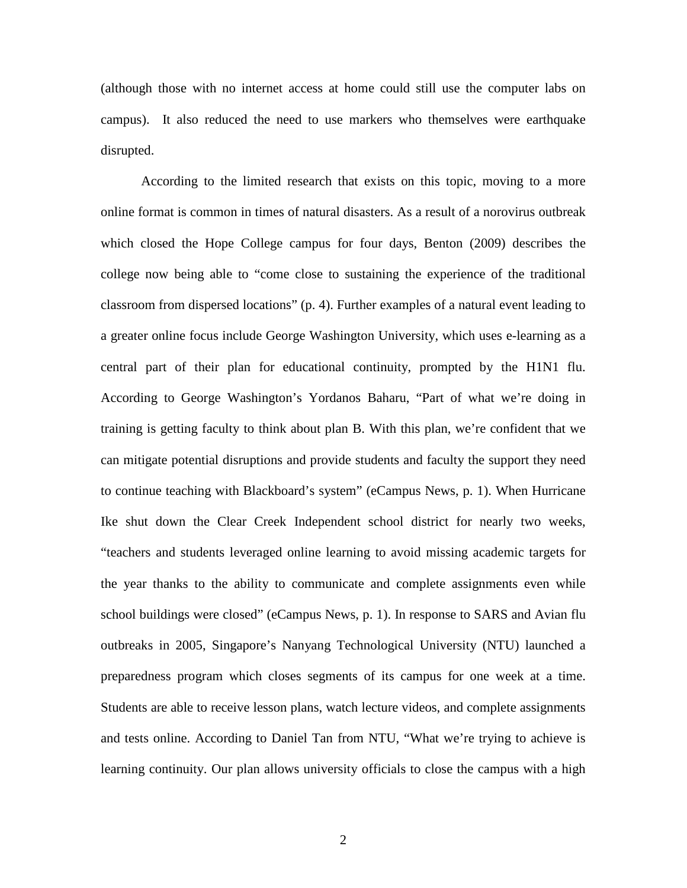(although those with no internet access at home could still use the computer labs on campus). It also reduced the need to use markers who themselves were earthquake disrupted.

According to the limited research that exists on this topic, moving to a more online format is common in times of natural disasters. As a result of a norovirus outbreak which closed the Hope College campus for four days, Benton (2009) describes the college now being able to "come close to sustaining the experience of the traditional classroom from dispersed locations" (p. 4). Further examples of a natural event leading to a greater online focus include George Washington University, which uses e-learning as a central part of their plan for educational continuity, prompted by the H1N1 flu. According to George Washington's Yordanos Baharu, "Part of what we're doing in training is getting faculty to think about plan B. With this plan, we're confident that we can mitigate potential disruptions and provide students and faculty the support they need to continue teaching with Blackboard's system" (eCampus News, p. 1). When Hurricane Ike shut down the Clear Creek Independent school district for nearly two weeks, "teachers and students leveraged online learning to avoid missing academic targets for the year thanks to the ability to communicate and complete assignments even while school buildings were closed" (eCampus News, p. 1). In response to SARS and Avian flu outbreaks in 2005, Singapore's Nanyang Technological University (NTU) launched a preparedness program which closes segments of its campus for one week at a time. Students are able to receive lesson plans, watch lecture videos, and complete assignments and tests online. According to Daniel Tan from NTU, "What we're trying to achieve is learning continuity. Our plan allows university officials to close the campus with a high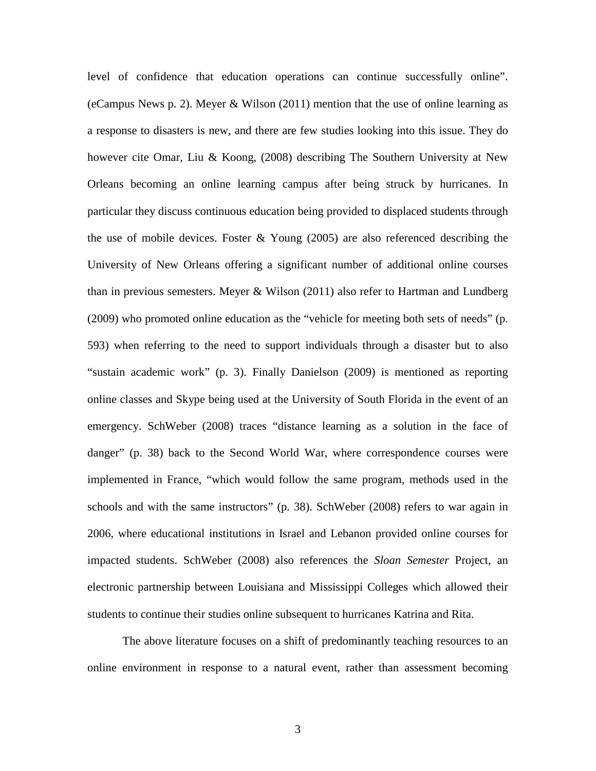level of confidence that education operations can continue successfully online". (eCampus News p. 2). Meyer & Wilson (2011) mention that the use of online learning as a response to disasters is new, and there are few studies looking into this issue. They do however cite Omar, Liu & Koong, (2008) describing The Southern University at New Orleans becoming an online learning campus after being struck by hurricanes. In particular they discuss continuous education being provided to displaced students through the use of mobile devices. Foster & Young (2005) are also referenced describing the University of New Orleans offering a significant number of additional online courses than in previous semesters. Meyer & Wilson (2011) also refer to Hartman and Lundberg (2009) who promoted online education as the "vehicle for meeting both sets of needs" (p. 593) when referring to the need to support individuals through a disaster but to also "sustain academic work" (p. 3). Finally Danielson (2009) is mentioned as reporting online classes and Skype being used at the University of South Florida in the event of an emergency. SchWeber (2008) traces "distance learning as a solution in the face of danger" (p. 38) back to the Second World War, where correspondence courses were implemented in France, "which would follow the same program, methods used in the schools and with the same instructors" (p. 38). SchWeber (2008) refers to war again in 2006, where educational institutions in Israel and Lebanon provided online courses for impacted students. SchWeber (2008) also references the *Sloan Semester* Project, an electronic partnership between Louisiana and Mississippi Colleges which allowed their students to continue their studies online subsequent to hurricanes Katrina and Rita.

The above literature focuses on a shift of predominantly teaching resources to an online environment in response to a natural event, rather than assessment becoming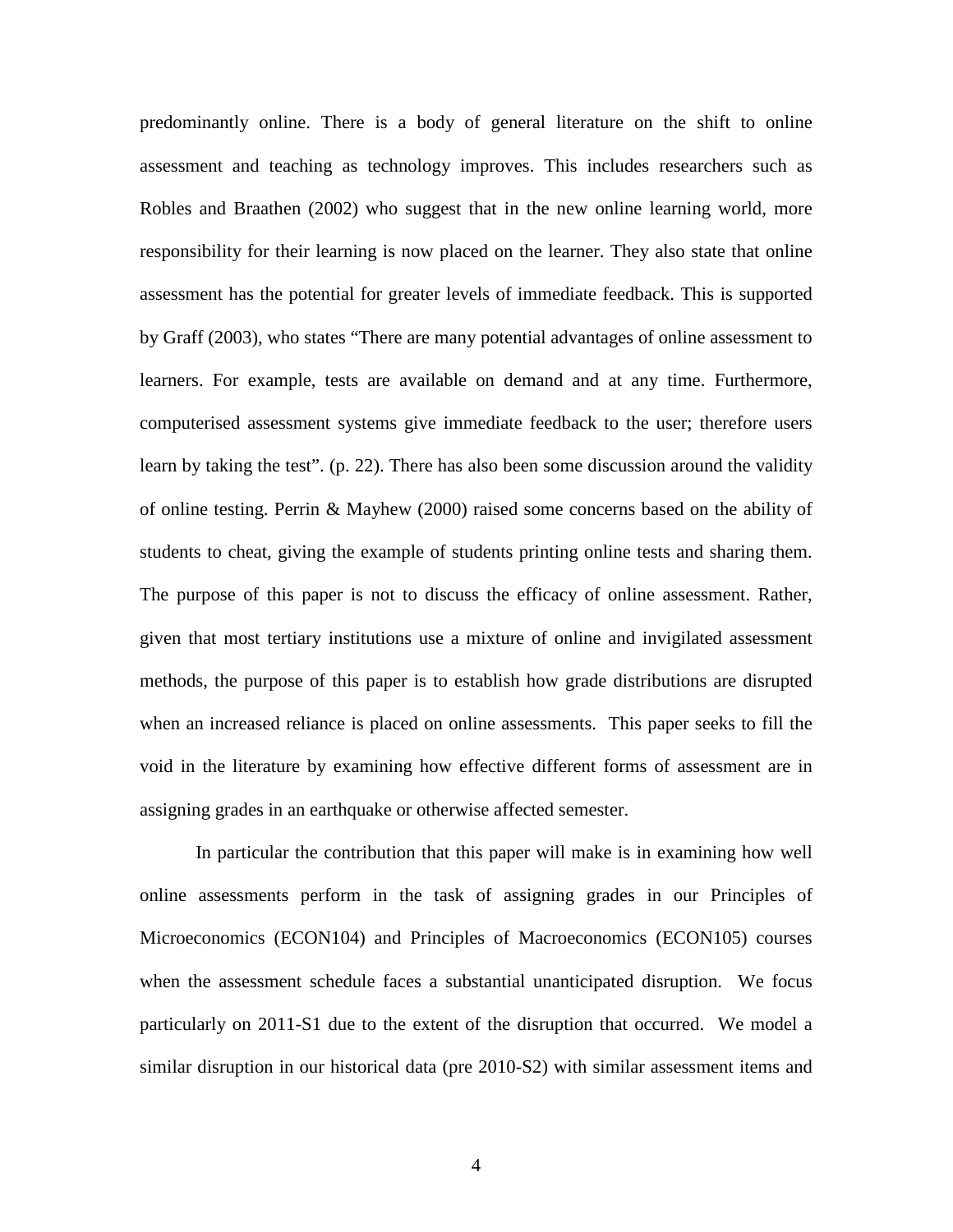predominantly online. There is a body of general literature on the shift to online assessment and teaching as technology improves. This includes researchers such as Robles and Braathen (2002) who suggest that in the new online learning world, more responsibility for their learning is now placed on the learner. They also state that online assessment has the potential for greater levels of immediate feedback. This is supported by Graff (2003), who states "There are many potential advantages of online assessment to learners. For example, tests are available on demand and at any time. Furthermore, computerised assessment systems give immediate feedback to the user; therefore users learn by taking the test". (p. 22). There has also been some discussion around the validity of online testing. Perrin & Mayhew (2000) raised some concerns based on the ability of students to cheat, giving the example of students printing online tests and sharing them. The purpose of this paper is not to discuss the efficacy of online assessment. Rather, given that most tertiary institutions use a mixture of online and invigilated assessment methods, the purpose of this paper is to establish how grade distributions are disrupted when an increased reliance is placed on online assessments. This paper seeks to fill the void in the literature by examining how effective different forms of assessment are in assigning grades in an earthquake or otherwise affected semester.

In particular the contribution that this paper will make is in examining how well online assessments perform in the task of assigning grades in our Principles of Microeconomics (ECON104) and Principles of Macroeconomics (ECON105) courses when the assessment schedule faces a substantial unanticipated disruption. We focus particularly on 2011-S1 due to the extent of the disruption that occurred. We model a similar disruption in our historical data (pre 2010-S2) with similar assessment items and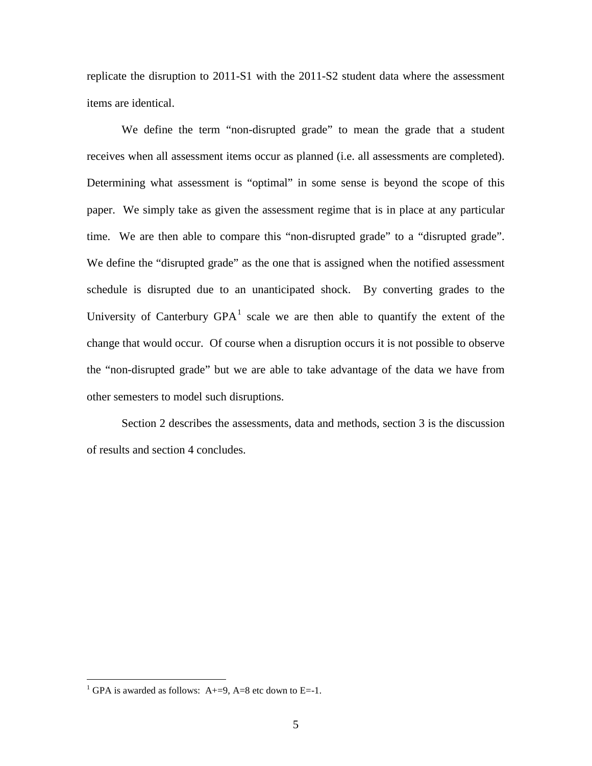replicate the disruption to 2011-S1 with the 2011-S2 student data where the assessment items are identical.

We define the term "non-disrupted grade" to mean the grade that a student receives when all assessment items occur as planned (i.e. all assessments are completed). Determining what assessment is "optimal" in some sense is beyond the scope of this paper. We simply take as given the assessment regime that is in place at any particular time. We are then able to compare this "non-disrupted grade" to a "disrupted grade". We define the "disrupted grade" as the one that is assigned when the notified assessment schedule is disrupted due to an unanticipated shock. By converting grades to the University of Canterbury GPA[1] scale we are then able to quantify the extent of the change that would occur. Of course when a disruption occurs it is not possible to observe the "non-disrupted grade" but we are able to take advantage of the data we have from other semesters to model such disruptions.

Section 2 describes the assessments, data and methods, section 3 is the discussion of results and section 4 concludes.

[1] GPA is awarded as follows: A+=9, A=8 etc down to E=-1.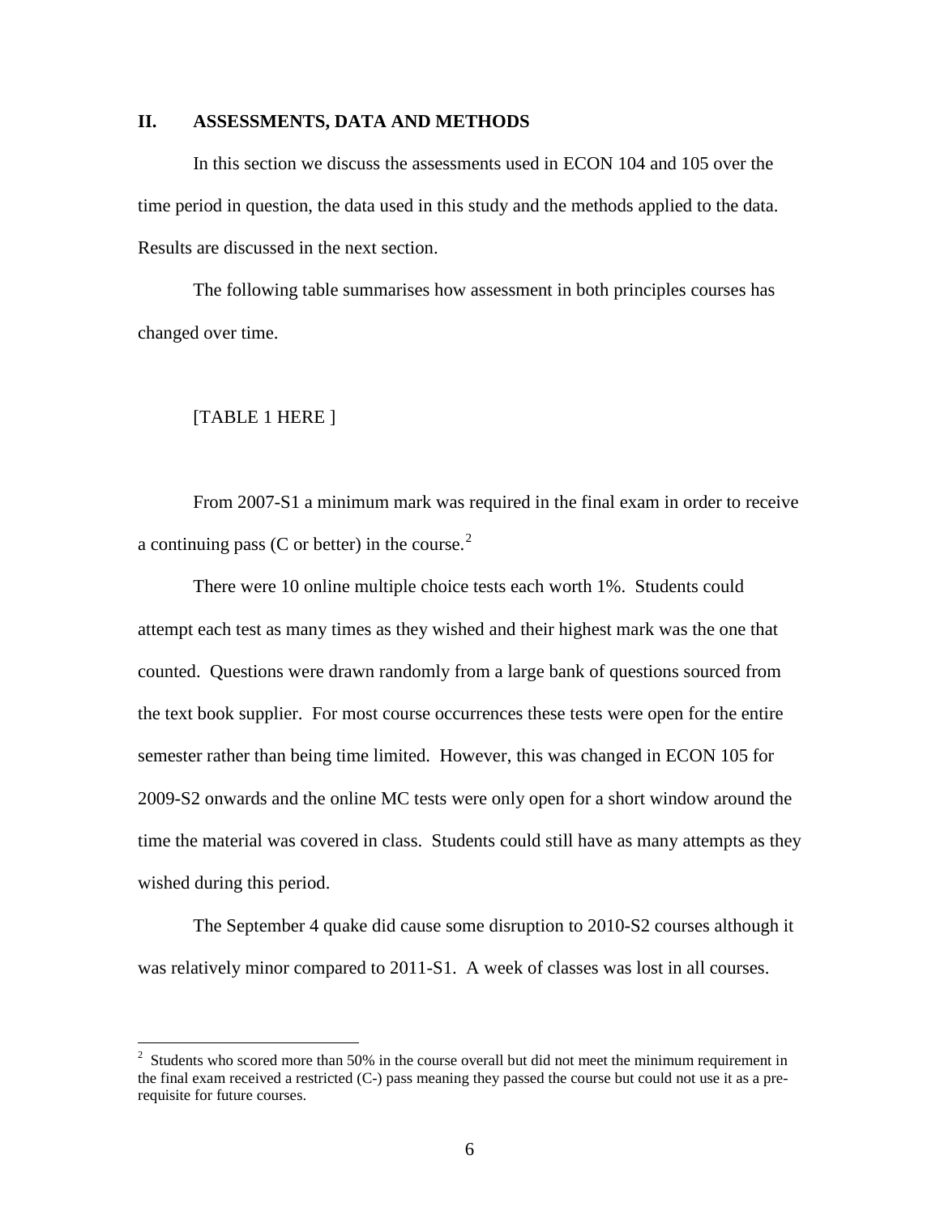## II. ASSESSMENTS, DATA AND METHODS

In this section we discuss the assessments used in ECON 104 and 105 over the time period in question, the data used in this study and the methods applied to the data. Results are discussed in the next section.

The following table summarises how assessment in both principles courses has changed over time.

[TABLE 1 HERE ]

From 2007-S1 a minimum mark was required in the final exam in order to receive a continuing pass (C or better) in the course.[2]

There were 10 online multiple choice tests each worth 1%. Students could attempt each test as many times as they wished and their highest mark was the one that counted. Questions were drawn randomly from a large bank of questions sourced from the text book supplier. For most course occurrences these tests were open for the entire semester rather than being time limited. However, this was changed in ECON 105 for 2009-S2 onwards and the online MC tests were only open for a short window around the time the material was covered in class. Students could still have as many attempts as they wished during this period.

The September 4 quake did cause some disruption to 2010-S2 courses although it was relatively minor compared to 2011-S1. A week of classes was lost in all courses.

[2] Students who scored more than 50% in the course overall but did not meet the minimum requirement in the final exam received a restricted (C-) pass meaning they passed the course but could not use it as a pre-requisite for future courses.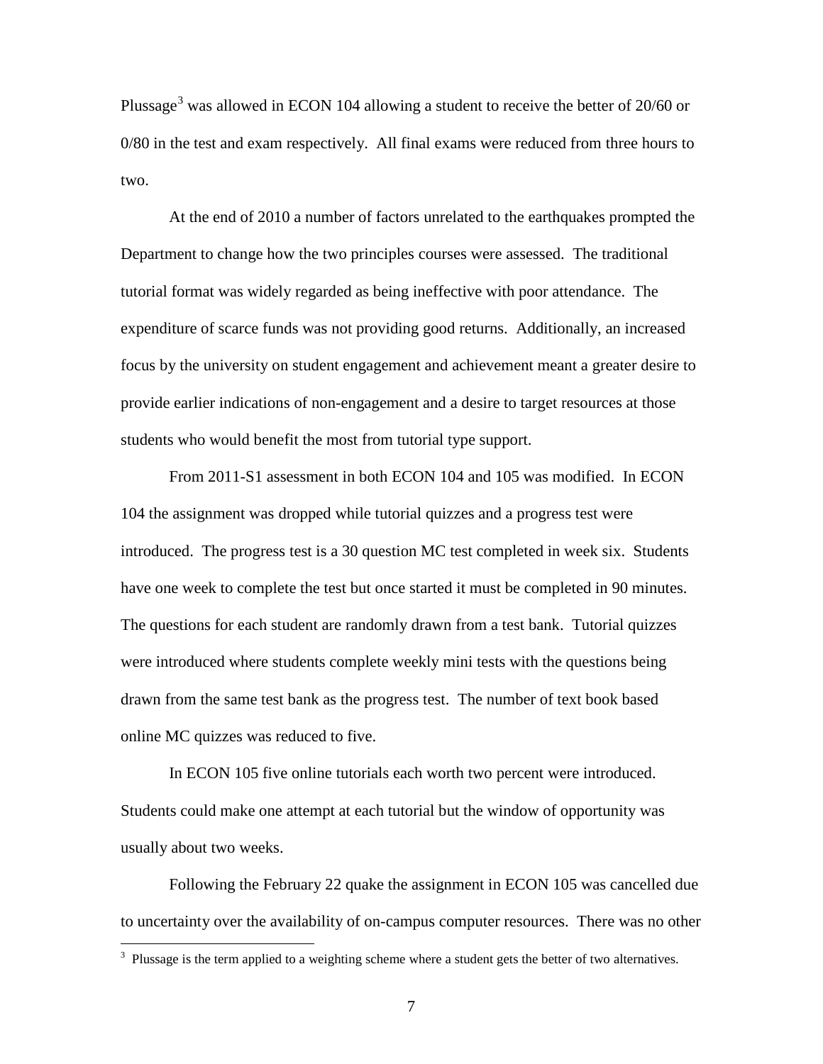Plussage[3] was allowed in ECON 104 allowing a student to receive the better of 20/60 or 0/80 in the test and exam respectively. All final exams were reduced from three hours to two.

At the end of 2010 a number of factors unrelated to the earthquakes prompted the Department to change how the two principles courses were assessed. The traditional tutorial format was widely regarded as being ineffective with poor attendance. The expenditure of scarce funds was not providing good returns. Additionally, an increased focus by the university on student engagement and achievement meant a greater desire to provide earlier indications of non-engagement and a desire to target resources at those students who would benefit the most from tutorial type support.

From 2011-S1 assessment in both ECON 104 and 105 was modified. In ECON 104 the assignment was dropped while tutorial quizzes and a progress test were introduced. The progress test is a 30 question MC test completed in week six. Students have one week to complete the test but once started it must be completed in 90 minutes. The questions for each student are randomly drawn from a test bank. Tutorial quizzes were introduced where students complete weekly mini tests with the questions being drawn from the same test bank as the progress test. The number of text book based online MC quizzes was reduced to five.

In ECON 105 five online tutorials each worth two percent were introduced. Students could make one attempt at each tutorial but the window of opportunity was usually about two weeks.

Following the February 22 quake the assignment in ECON 105 was cancelled due to uncertainty over the availability of on-campus computer resources. There was no other

[3] Plussage is the term applied to a weighting scheme where a student gets the better of two alternatives.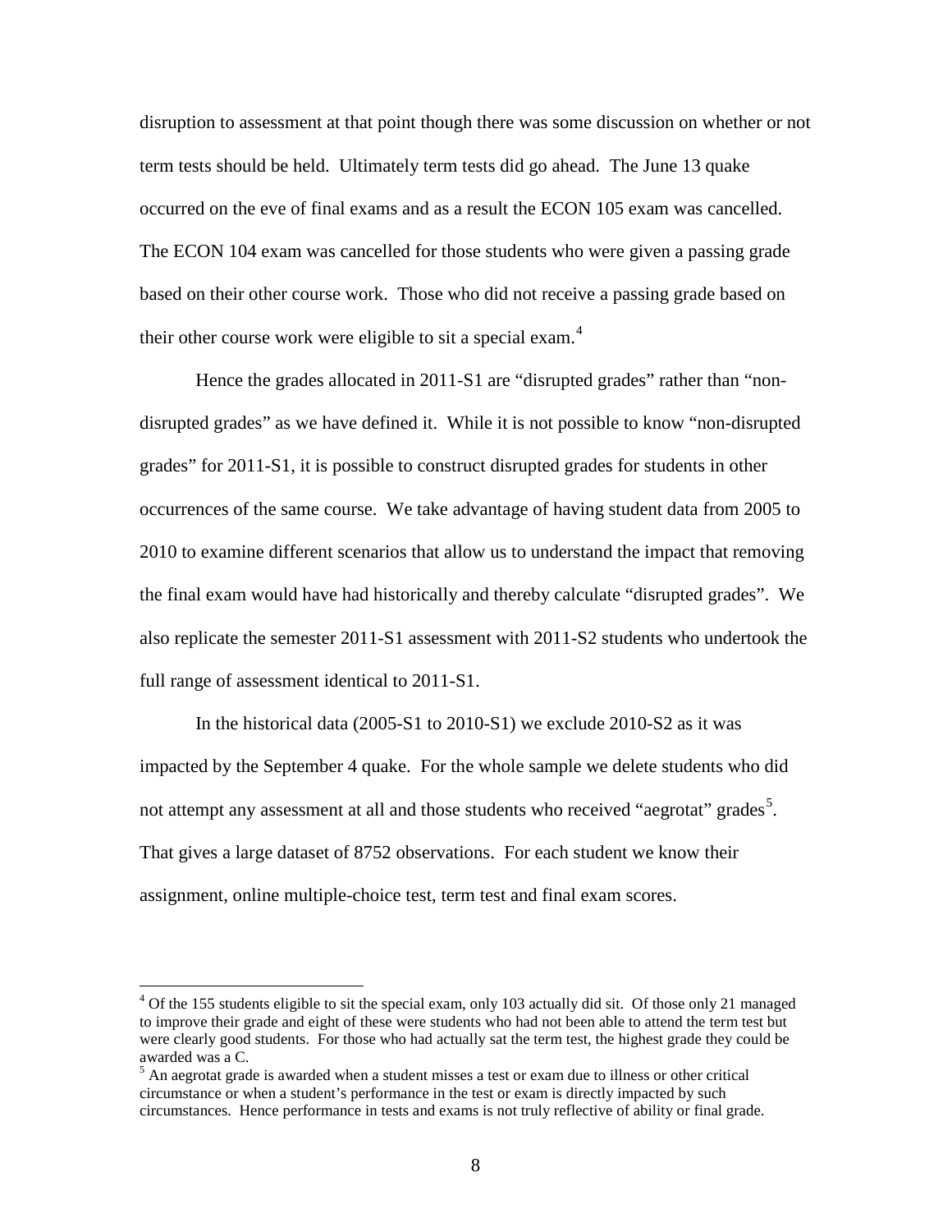disruption to assessment at that point though there was some discussion on whether or not term tests should be held. Ultimately term tests did go ahead. The June 13 quake occurred on the eve of final exams and as a result the ECON 105 exam was cancelled. The ECON 104 exam was cancelled for those students who were given a passing grade based on their other course work. Those who did not receive a passing grade based on their other course work were eligible to sit a special exam.[4]

Hence the grades allocated in 2011-S1 are "disrupted grades" rather than "non-disrupted grades" as we have defined it. While it is not possible to know "non-disrupted grades" for 2011-S1, it is possible to construct disrupted grades for students in other occurrences of the same course. We take advantage of having student data from 2005 to 2010 to examine different scenarios that allow us to understand the impact that removing the final exam would have had historically and thereby calculate "disrupted grades". We also replicate the semester 2011-S1 assessment with 2011-S2 students who undertook the full range of assessment identical to 2011-S1.

In the historical data (2005-S1 to 2010-S1) we exclude 2010-S2 as it was impacted by the September 4 quake. For the whole sample we delete students who did not attempt any assessment at all and those students who received "aegrotat" grades[5]. That gives a large dataset of 8752 observations. For each student we know their assignment, online multiple-choice test, term test and final exam scores.

---

[4] Of the 155 students eligible to sit the special exam, only 103 actually did sit. Of those only 21 managed to improve their grade and eight of these were students who had not been able to attend the term test but were clearly good students. For those who had actually sat the term test, the highest grade they could be awarded was a C.

[5] An aegrotat grade is awarded when a student misses a test or exam due to illness or other critical circumstance or when a student's performance in the test or exam is directly impacted by such circumstances. Hence performance in tests and exams is not truly reflective of ability or final grade.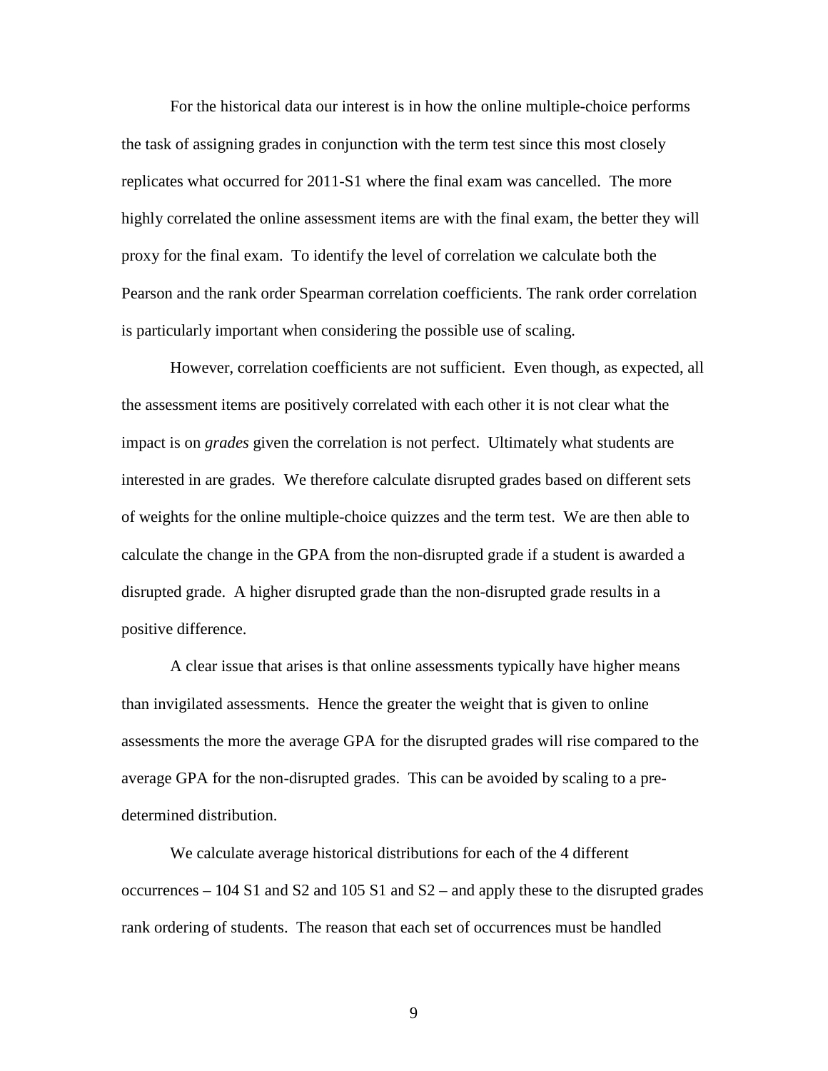For the historical data our interest is in how the online multiple-choice performs the task of assigning grades in conjunction with the term test since this most closely replicates what occurred for 2011-S1 where the final exam was cancelled. The more highly correlated the online assessment items are with the final exam, the better they will proxy for the final exam. To identify the level of correlation we calculate both the Pearson and the rank order Spearman correlation coefficients. The rank order correlation is particularly important when considering the possible use of scaling.

However, correlation coefficients are not sufficient. Even though, as expected, all the assessment items are positively correlated with each other it is not clear what the impact is on *grades* given the correlation is not perfect. Ultimately what students are interested in are grades. We therefore calculate disrupted grades based on different sets of weights for the online multiple-choice quizzes and the term test. We are then able to calculate the change in the GPA from the non-disrupted grade if a student is awarded a disrupted grade. A higher disrupted grade than the non-disrupted grade results in a positive difference.

A clear issue that arises is that online assessments typically have higher means than invigilated assessments. Hence the greater the weight that is given to online assessments the more the average GPA for the disrupted grades will rise compared to the average GPA for the non-disrupted grades. This can be avoided by scaling to a pre-determined distribution.

We calculate average historical distributions for each of the 4 different occurrences – 104 S1 and S2 and 105 S1 and S2 – and apply these to the disrupted grades rank ordering of students. The reason that each set of occurrences must be handled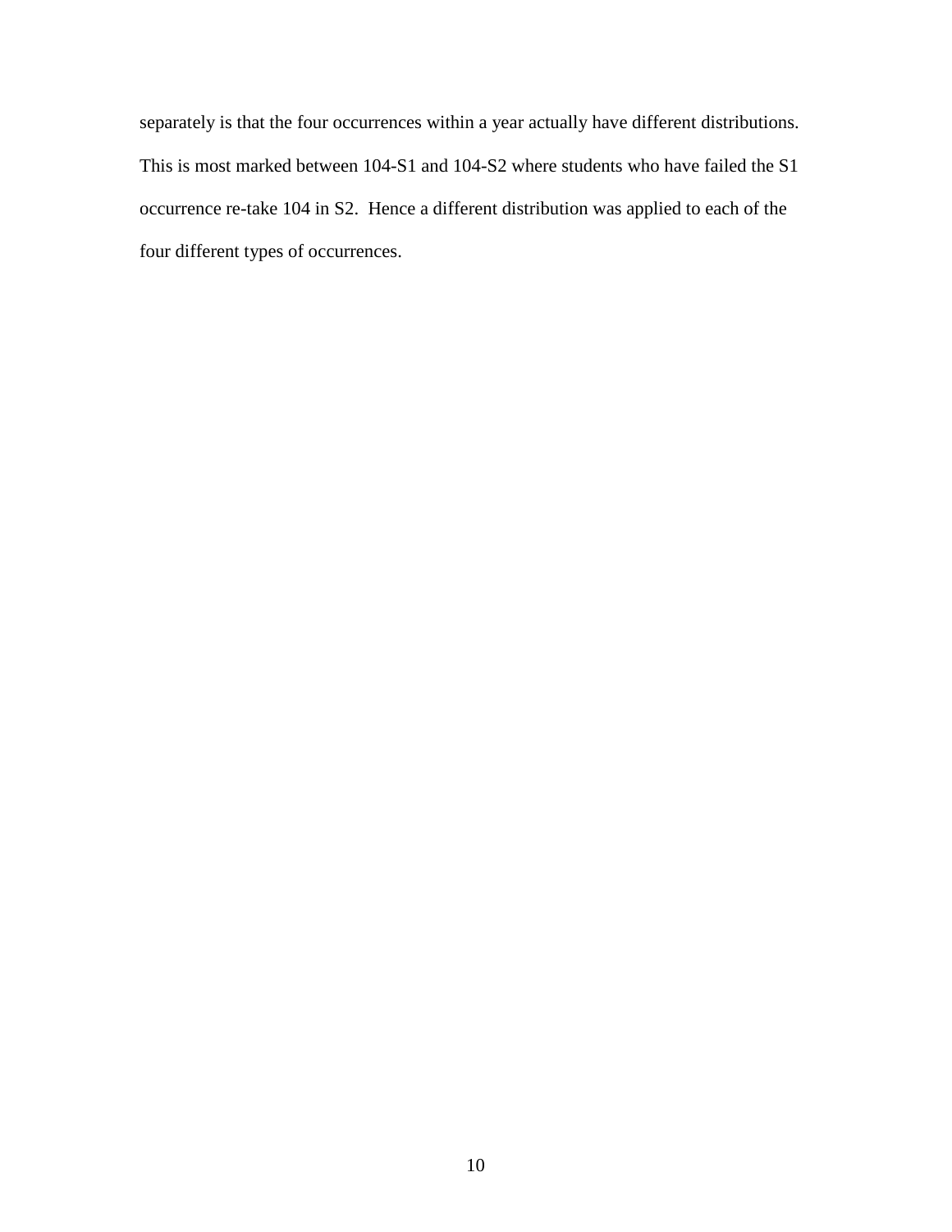separately is that the four occurrences within a year actually have different distributions. This is most marked between 104-S1 and 104-S2 where students who have failed the S1 occurrence re-take 104 in S2. Hence a different distribution was applied to each of the four different types of occurrences.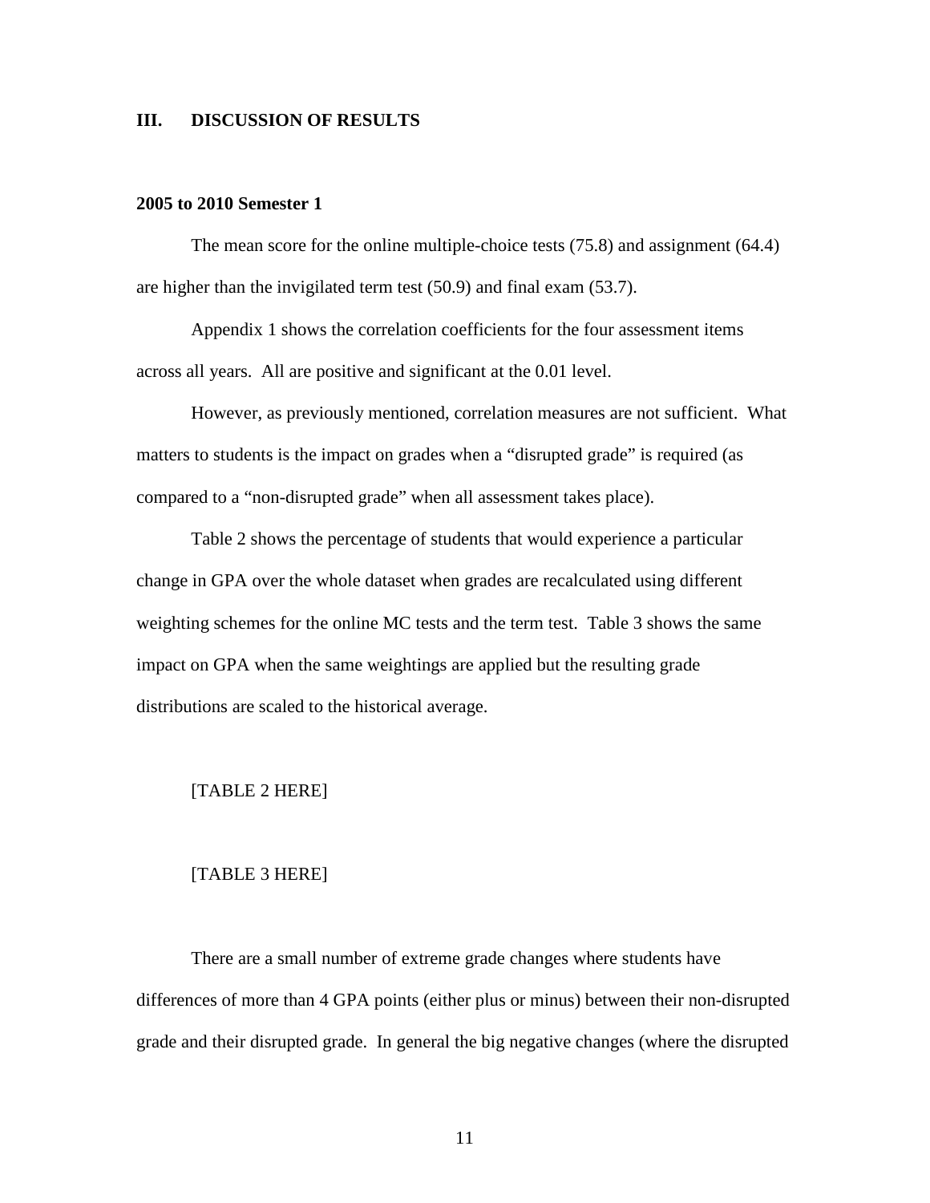## III. DISCUSSION OF RESULTS

### 2005 to 2010 Semester 1

The mean score for the online multiple-choice tests (75.8) and assignment (64.4) are higher than the invigilated term test (50.9) and final exam (53.7).

Appendix 1 shows the correlation coefficients for the four assessment items across all years. All are positive and significant at the 0.01 level.

However, as previously mentioned, correlation measures are not sufficient. What matters to students is the impact on grades when a "disrupted grade" is required (as compared to a "non-disrupted grade" when all assessment takes place).

Table 2 shows the percentage of students that would experience a particular change in GPA over the whole dataset when grades are recalculated using different weighting schemes for the online MC tests and the term test. Table 3 shows the same impact on GPA when the same weightings are applied but the resulting grade distributions are scaled to the historical average.

[TABLE 2 HERE]

[TABLE 3 HERE]

There are a small number of extreme grade changes where students have differences of more than 4 GPA points (either plus or minus) between their non-disrupted grade and their disrupted grade. In general the big negative changes (where the disrupted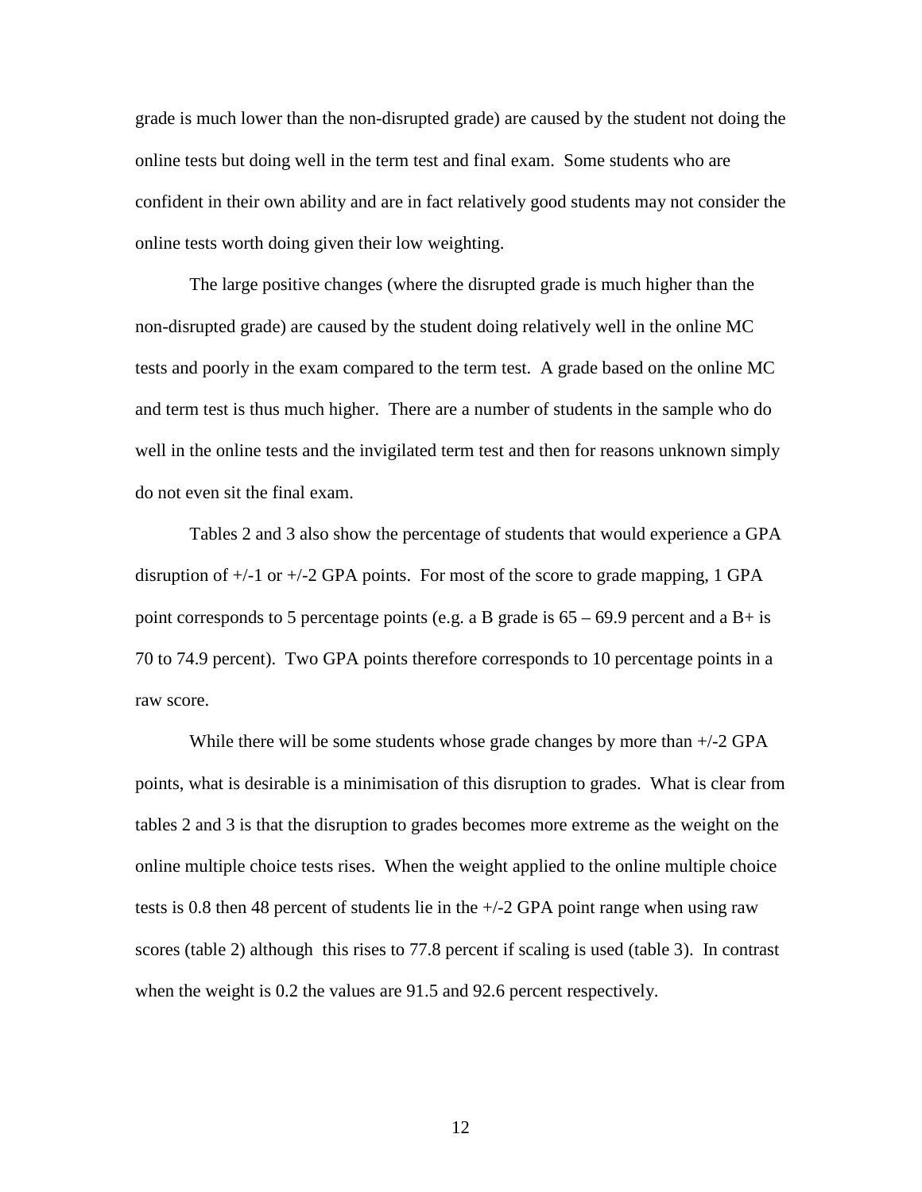grade is much lower than the non-disrupted grade) are caused by the student not doing the online tests but doing well in the term test and final exam. Some students who are confident in their own ability and are in fact relatively good students may not consider the online tests worth doing given their low weighting.

The large positive changes (where the disrupted grade is much higher than the non-disrupted grade) are caused by the student doing relatively well in the online MC tests and poorly in the exam compared to the term test. A grade based on the online MC and term test is thus much higher. There are a number of students in the sample who do well in the online tests and the invigilated term test and then for reasons unknown simply do not even sit the final exam.

Tables 2 and 3 also show the percentage of students that would experience a GPA disruption of +/-1 or +/-2 GPA points. For most of the score to grade mapping, 1 GPA point corresponds to 5 percentage points (e.g. a B grade is 65 – 69.9 percent and a B+ is 70 to 74.9 percent). Two GPA points therefore corresponds to 10 percentage points in a raw score.

While there will be some students whose grade changes by more than +/-2 GPA points, what is desirable is a minimisation of this disruption to grades. What is clear from tables 2 and 3 is that the disruption to grades becomes more extreme as the weight on the online multiple choice tests rises. When the weight applied to the online multiple choice tests is 0.8 then 48 percent of students lie in the +/-2 GPA point range when using raw scores (table 2) although this rises to 77.8 percent if scaling is used (table 3). In contrast when the weight is 0.2 the values are 91.5 and 92.6 percent respectively.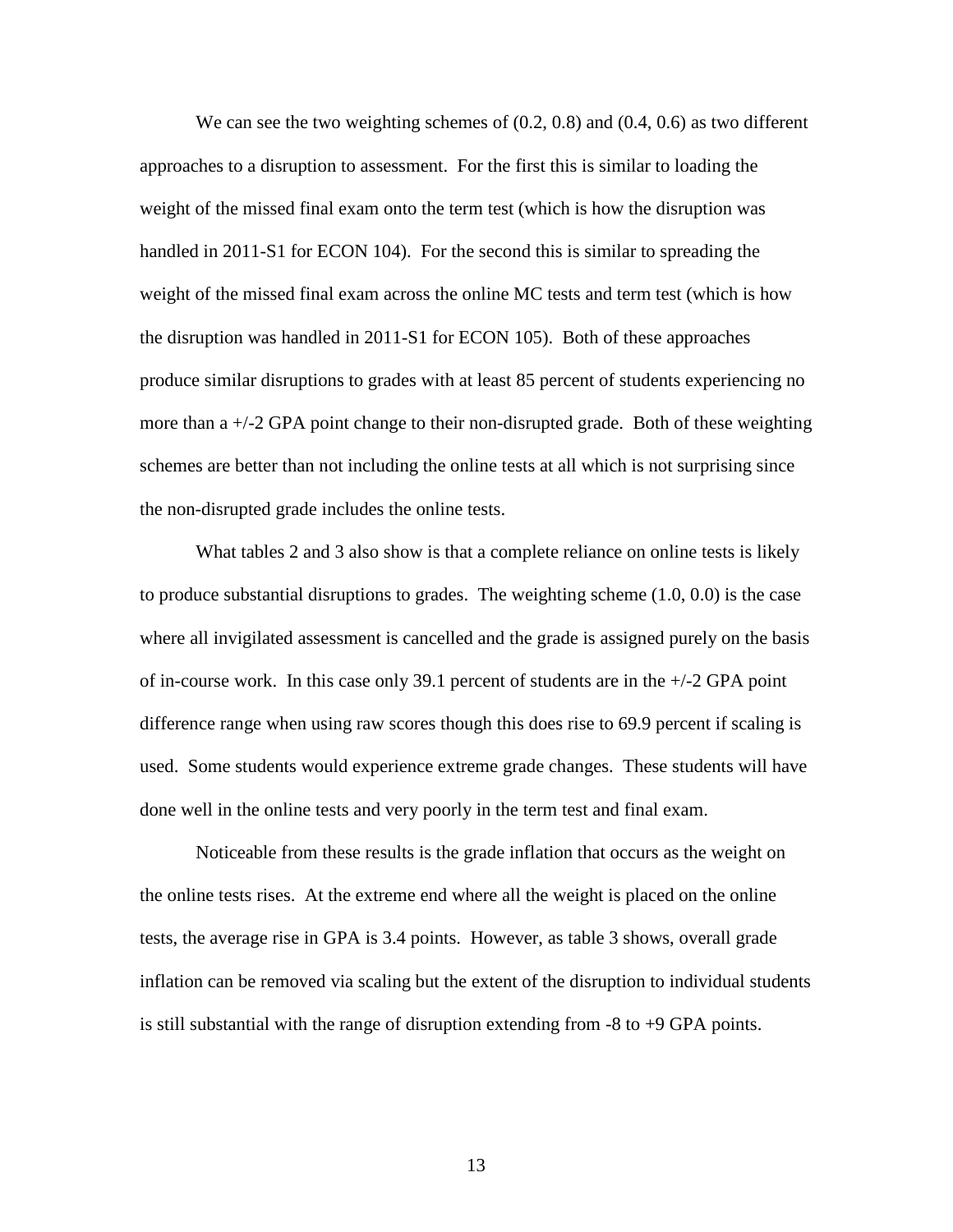We can see the two weighting schemes of (0.2, 0.8) and (0.4, 0.6) as two different approaches to a disruption to assessment. For the first this is similar to loading the weight of the missed final exam onto the term test (which is how the disruption was handled in 2011-S1 for ECON 104). For the second this is similar to spreading the weight of the missed final exam across the online MC tests and term test (which is how the disruption was handled in 2011-S1 for ECON 105). Both of these approaches produce similar disruptions to grades with at least 85 percent of students experiencing no more than a +/-2 GPA point change to their non-disrupted grade. Both of these weighting schemes are better than not including the online tests at all which is not surprising since the non-disrupted grade includes the online tests.

What tables 2 and 3 also show is that a complete reliance on online tests is likely to produce substantial disruptions to grades. The weighting scheme (1.0, 0.0) is the case where all invigilated assessment is cancelled and the grade is assigned purely on the basis of in-course work. In this case only 39.1 percent of students are in the +/-2 GPA point difference range when using raw scores though this does rise to 69.9 percent if scaling is used. Some students would experience extreme grade changes. These students will have done well in the online tests and very poorly in the term test and final exam.

Noticeable from these results is the grade inflation that occurs as the weight on the online tests rises. At the extreme end where all the weight is placed on the online tests, the average rise in GPA is 3.4 points. However, as table 3 shows, overall grade inflation can be removed via scaling but the extent of the disruption to individual students is still substantial with the range of disruption extending from -8 to +9 GPA points.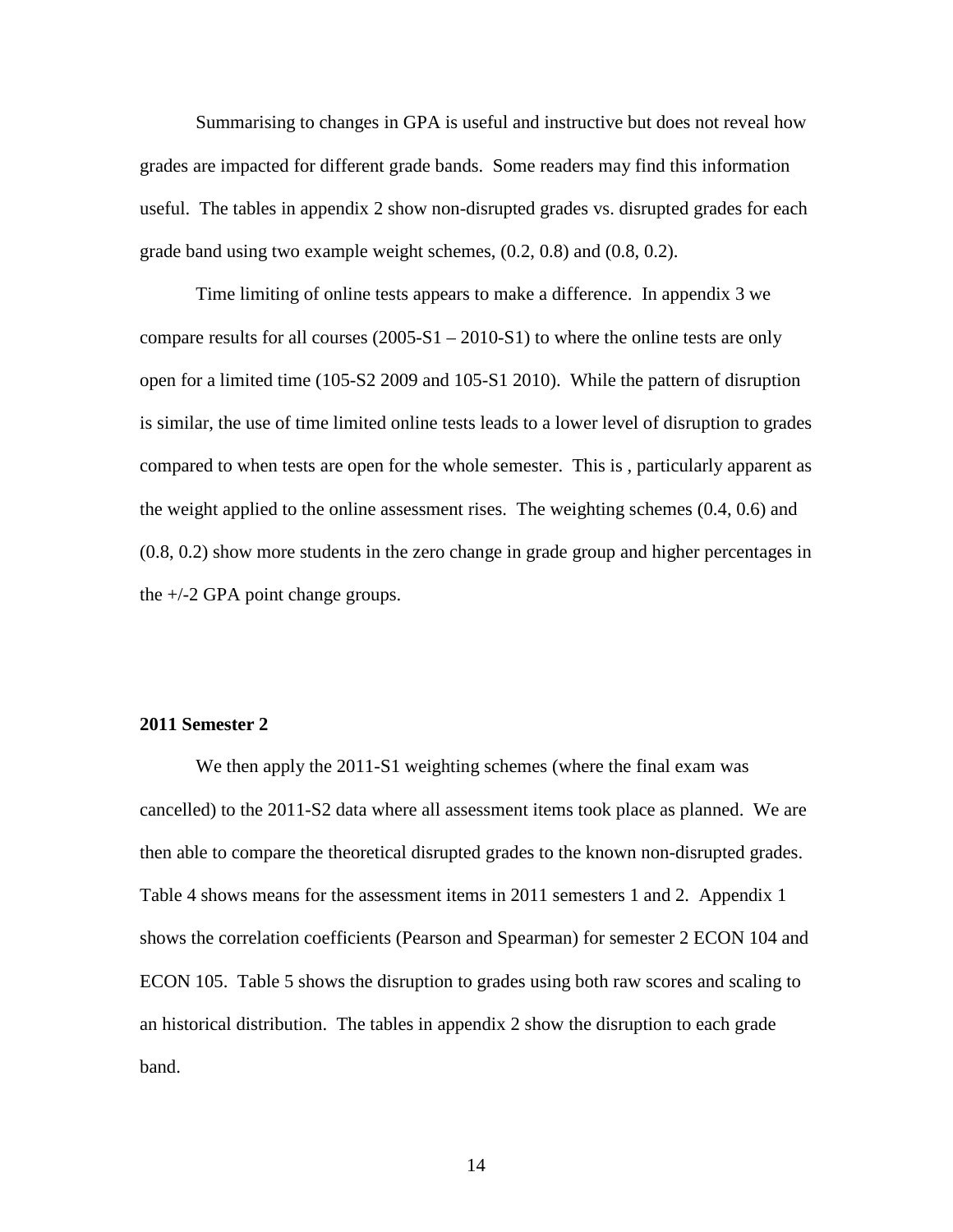Summarising to changes in GPA is useful and instructive but does not reveal how grades are impacted for different grade bands. Some readers may find this information useful. The tables in appendix 2 show non-disrupted grades vs. disrupted grades for each grade band using two example weight schemes, (0.2, 0.8) and (0.8, 0.2).

Time limiting of online tests appears to make a difference. In appendix 3 we compare results for all courses (2005-S1 – 2010-S1) to where the online tests are only open for a limited time (105-S2 2009 and 105-S1 2010). While the pattern of disruption is similar, the use of time limited online tests leads to a lower level of disruption to grades compared to when tests are open for the whole semester. This is , particularly apparent as the weight applied to the online assessment rises. The weighting schemes (0.4, 0.6) and (0.8, 0.2) show more students in the zero change in grade group and higher percentages in the +/-2 GPA point change groups.

**2011 Semester 2**

We then apply the 2011-S1 weighting schemes (where the final exam was cancelled) to the 2011-S2 data where all assessment items took place as planned. We are then able to compare the theoretical disrupted grades to the known non-disrupted grades. Table 4 shows means for the assessment items in 2011 semesters 1 and 2. Appendix 1 shows the correlation coefficients (Pearson and Spearman) for semester 2 ECON 104 and ECON 105. Table 5 shows the disruption to grades using both raw scores and scaling to an historical distribution. The tables in appendix 2 show the disruption to each grade band.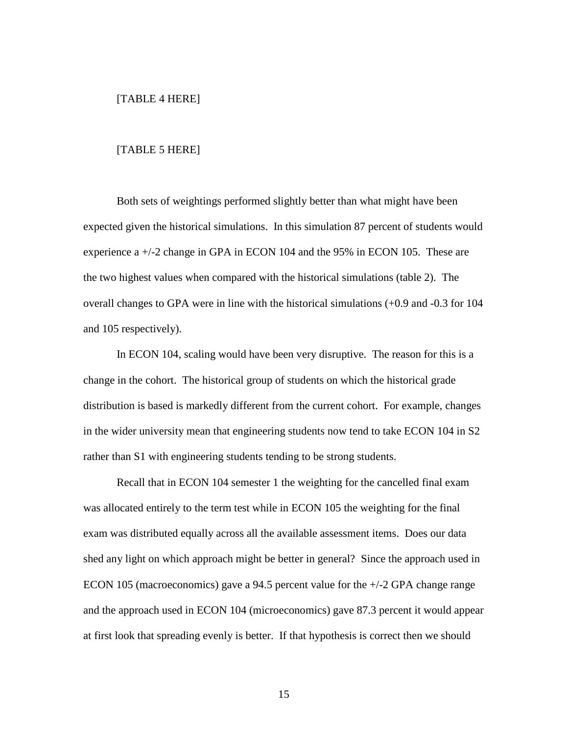[TABLE 4 HERE]

[TABLE 5 HERE]

Both sets of weightings performed slightly better than what might have been expected given the historical simulations. In this simulation 87 percent of students would experience a +/-2 change in GPA in ECON 104 and the 95% in ECON 105. These are the two highest values when compared with the historical simulations (table 2). The overall changes to GPA were in line with the historical simulations (+0.9 and -0.3 for 104 and 105 respectively).

In ECON 104, scaling would have been very disruptive. The reason for this is a change in the cohort. The historical group of students on which the historical grade distribution is based is markedly different from the current cohort. For example, changes in the wider university mean that engineering students now tend to take ECON 104 in S2 rather than S1 with engineering students tending to be strong students.

Recall that in ECON 104 semester 1 the weighting for the cancelled final exam was allocated entirely to the term test while in ECON 105 the weighting for the final exam was distributed equally across all the available assessment items. Does our data shed any light on which approach might be better in general? Since the approach used in ECON 105 (macroeconomics) gave a 94.5 percent value for the +/-2 GPA change range and the approach used in ECON 104 (microeconomics) gave 87.3 percent it would appear at first look that spreading evenly is better. If that hypothesis is correct then we should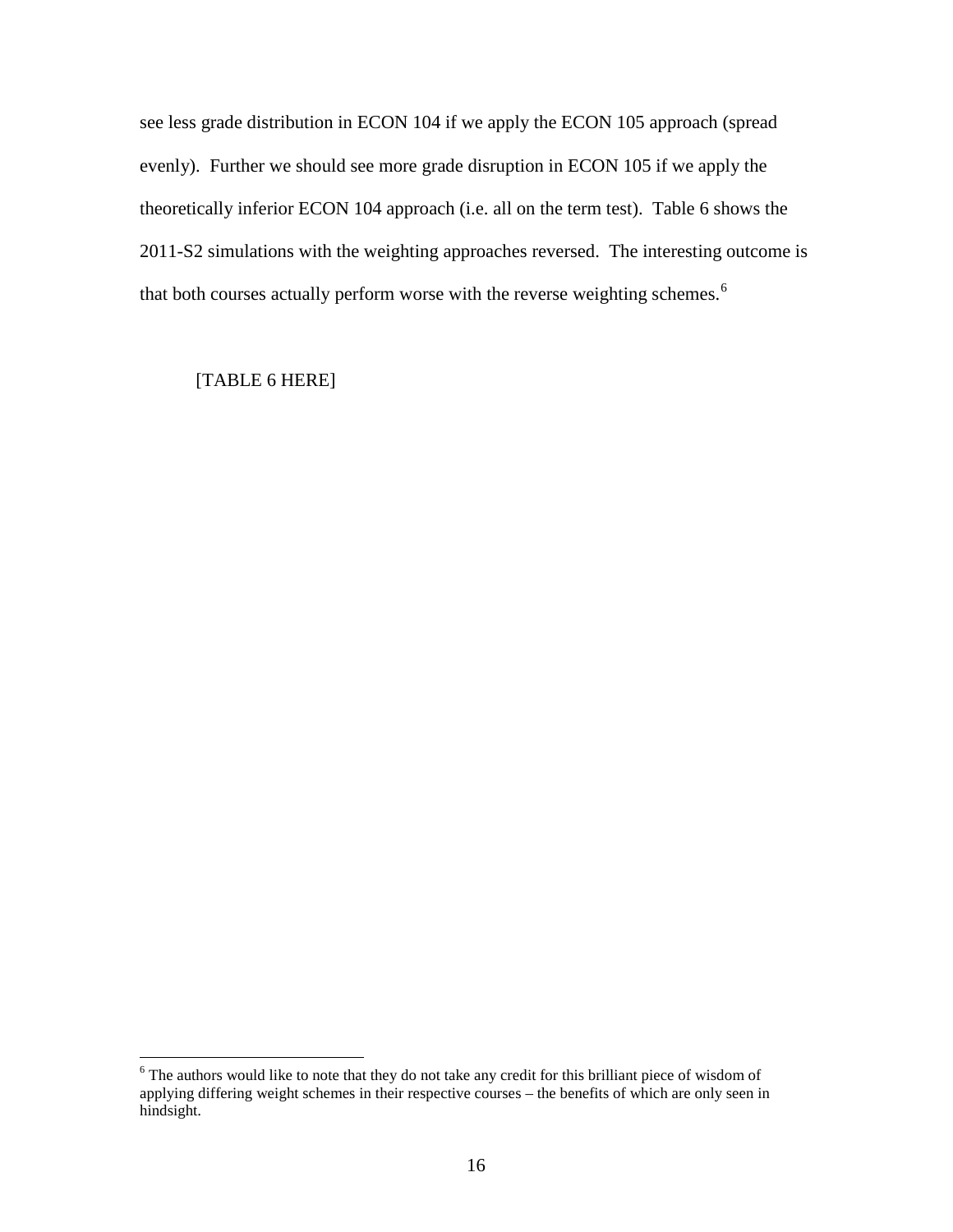see less grade distribution in ECON 104 if we apply the ECON 105 approach (spread evenly). Further we should see more grade disruption in ECON 105 if we apply the theoretically inferior ECON 104 approach (i.e. all on the term test). Table 6 shows the 2011-S2 simulations with the weighting approaches reversed. The interesting outcome is that both courses actually perform worse with the reverse weighting schemes.[6]

[TABLE 6 HERE]

[6] The authors would like to note that they do not take any credit for this brilliant piece of wisdom of applying differing weight schemes in their respective courses – the benefits of which are only seen in hindsight.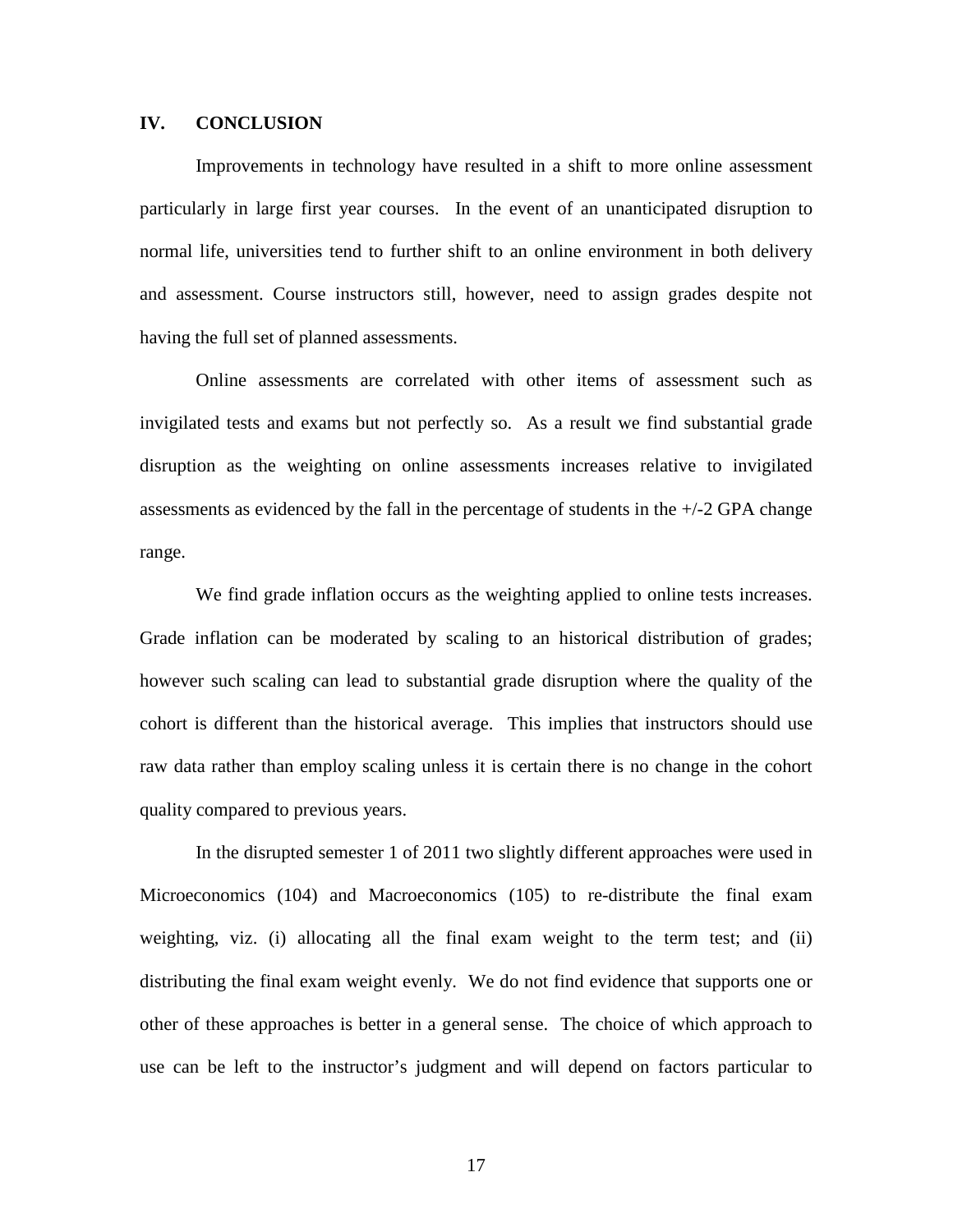## IV. CONCLUSION

Improvements in technology have resulted in a shift to more online assessment particularly in large first year courses. In the event of an unanticipated disruption to normal life, universities tend to further shift to an online environment in both delivery and assessment. Course instructors still, however, need to assign grades despite not having the full set of planned assessments.

Online assessments are correlated with other items of assessment such as invigilated tests and exams but not perfectly so. As a result we find substantial grade disruption as the weighting on online assessments increases relative to invigilated assessments as evidenced by the fall in the percentage of students in the +/-2 GPA change range.

We find grade inflation occurs as the weighting applied to online tests increases. Grade inflation can be moderated by scaling to an historical distribution of grades; however such scaling can lead to substantial grade disruption where the quality of the cohort is different than the historical average. This implies that instructors should use raw data rather than employ scaling unless it is certain there is no change in the cohort quality compared to previous years.

In the disrupted semester 1 of 2011 two slightly different approaches were used in Microeconomics (104) and Macroeconomics (105) to re-distribute the final exam weighting, viz. (i) allocating all the final exam weight to the term test; and (ii) distributing the final exam weight evenly. We do not find evidence that supports one or other of these approaches is better in a general sense. The choice of which approach to use can be left to the instructor's judgment and will depend on factors particular to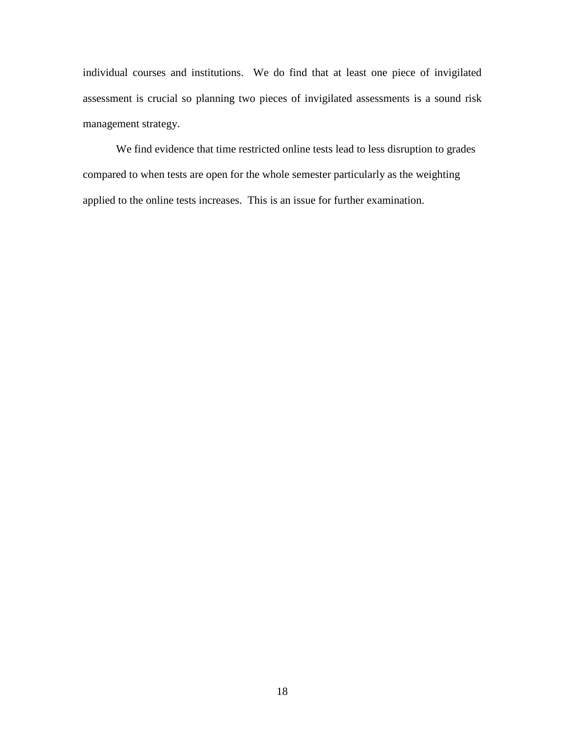individual courses and institutions. We do find that at least one piece of invigilated assessment is crucial so planning two pieces of invigilated assessments is a sound risk management strategy.

We find evidence that time restricted online tests lead to less disruption to grades compared to when tests are open for the whole semester particularly as the weighting applied to the online tests increases. This is an issue for further examination.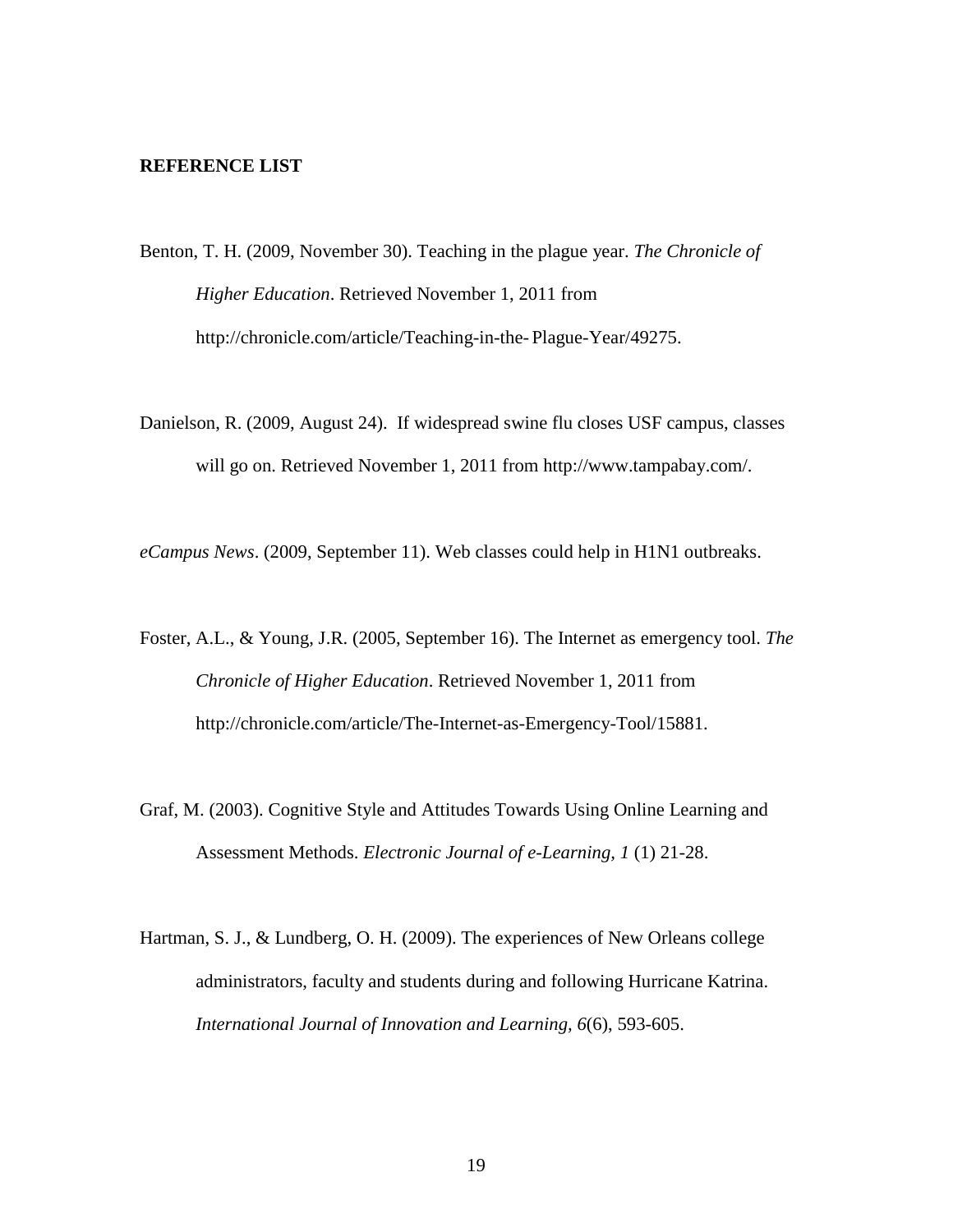## REFERENCE LIST

Benton, T. H. (2009, November 30). Teaching in the plague year. *The Chronicle of Higher Education*. Retrieved November 1, 2011 from http://chronicle.com/article/Teaching-in-the-Plague-Year/49275.

Danielson, R. (2009, August 24). If widespread swine flu closes USF campus, classes will go on. Retrieved November 1, 2011 from http://www.tampabay.com/.

*eCampus News*. (2009, September 11). Web classes could help in H1N1 outbreaks.

Foster, A.L., & Young, J.R. (2005, September 16). The Internet as emergency tool. *The Chronicle of Higher Education*. Retrieved November 1, 2011 from http://chronicle.com/article/The-Internet-as-Emergency-Tool/15881.

Graf, M. (2003). Cognitive Style and Attitudes Towards Using Online Learning and Assessment Methods. *Electronic Journal of e-Learning, 1* (1) 21-28.

Hartman, S. J., & Lundberg, O. H. (2009). The experiences of New Orleans college administrators, faculty and students during and following Hurricane Katrina. *International Journal of Innovation and Learning, 6*(6), 593-605.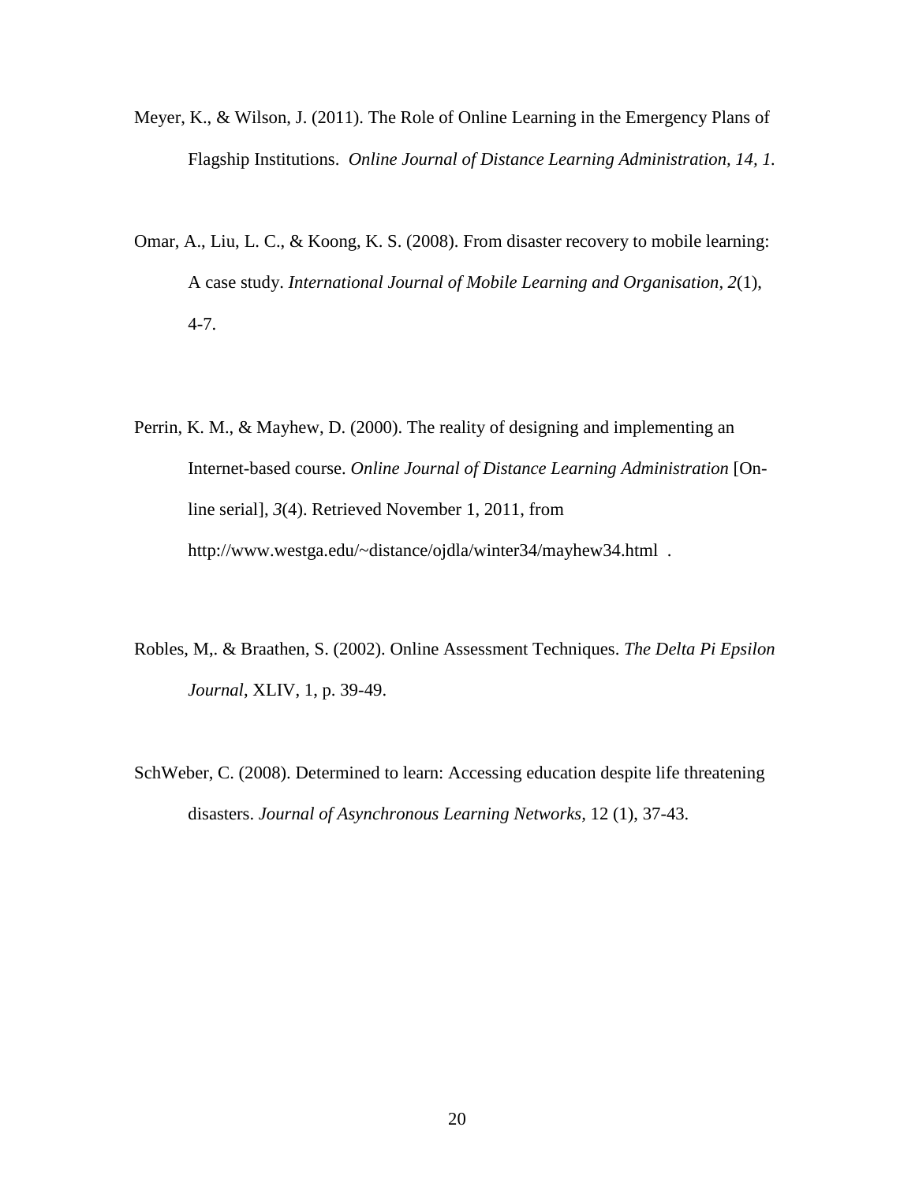Meyer, K., & Wilson, J. (2011). The Role of Online Learning in the Emergency Plans of Flagship Institutions. *Online Journal of Distance Learning Administration, 14, 1.*

Omar, A., Liu, L. C., & Koong, K. S. (2008). From disaster recovery to mobile learning: A case study. *International Journal of Mobile Learning and Organisation, 2*(1), 4-7.

Perrin, K. M., & Mayhew, D. (2000). The reality of designing and implementing an Internet-based course. *Online Journal of Distance Learning Administration* [On-line serial], *3*(4). Retrieved November 1, 2011, from http://www.westga.edu/~distance/ojdla/winter34/mayhew34.html .

Robles, M,. & Braathen, S. (2002). Online Assessment Techniques. *The Delta Pi Epsilon Journal*, XLIV, 1, p. 39-49.

SchWeber, C. (2008). Determined to learn: Accessing education despite life threatening disasters. *Journal of Asynchronous Learning Networks,* 12 (1), 37-43.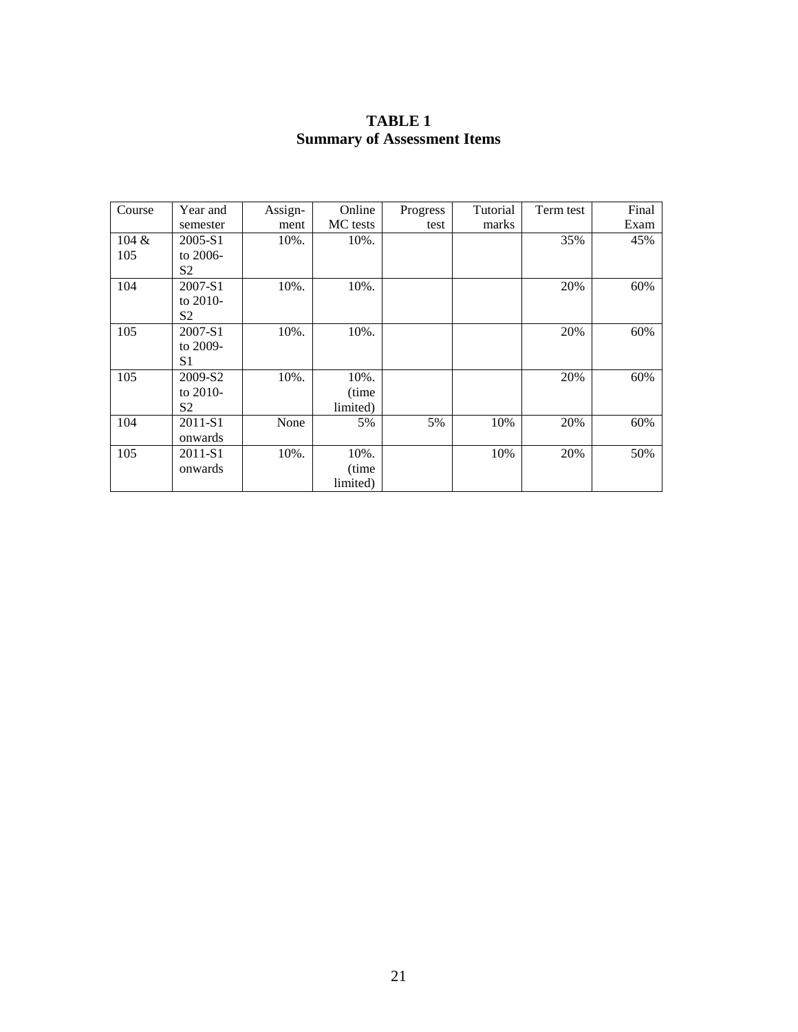**TABLE 1**
**Summary of Assessment Items**

| Course | Year and semester | Assign-ment | Online MC tests | Progress test | Tutorial marks | Term test | Final Exam |
|---|---|---|---|---|---|---|---|
| 104 & 105 | 2005-S1 to 2006-S2 | 10%. | 10%. | | | 35% | 45% |
| 104 | 2007-S1 to 2010-S2 | 10%. | 10%. | | | 20% | 60% |
| 105 | 2007-S1 to 2009-S1 | 10%. | 10%. | | | 20% | 60% |
| 105 | 2009-S2 to 2010-S2 | 10%. | 10%. (time limited) | | | 20% | 60% |
| 104 | 2011-S1 onwards | None | 5% | 5% | 10% | 20% | 60% |
| 105 | 2011-S1 onwards | 10%. | 10%. (time limited) | | 10% | 20% | 50% |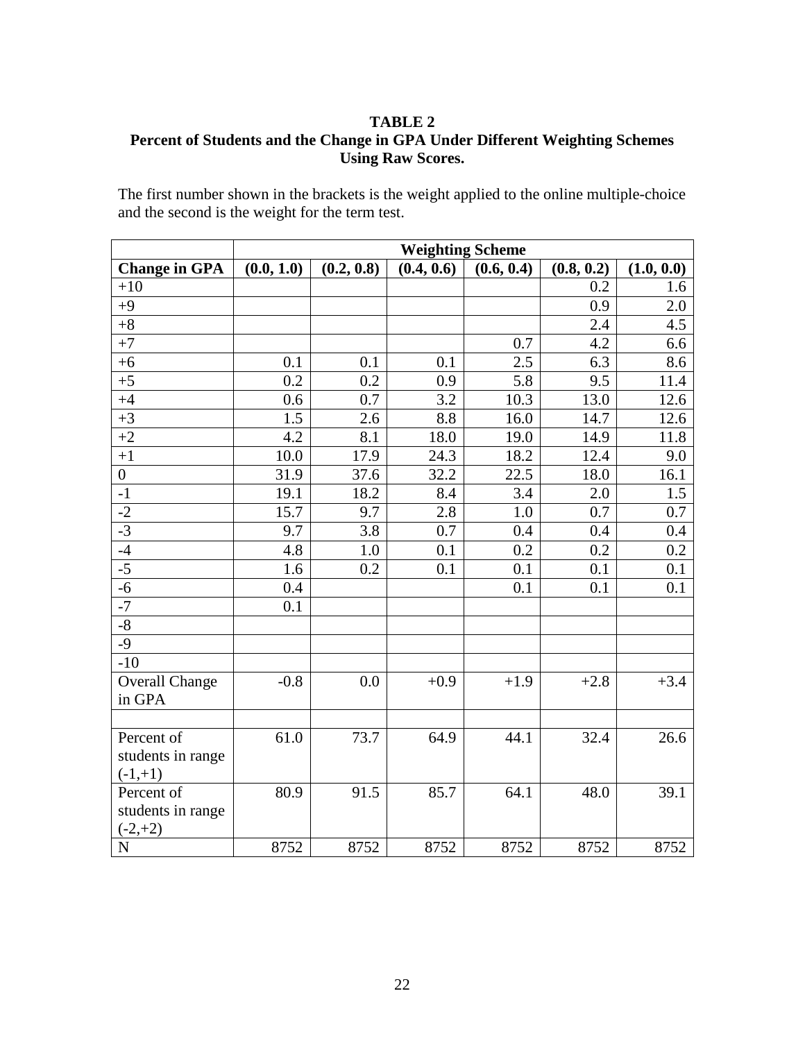**TABLE 2**
**Percent of Students and the Change in GPA Under Different Weighting Schemes Using Raw Scores.**

The first number shown in the brackets is the weight applied to the online multiple-choice and the second is the weight for the term test.

| | Weighting Scheme | | | | | |
|---|---|---|---|---|---|---|
| **Change in GPA** | **(0.0, 1.0)** | **(0.2, 0.8)** | **(0.4, 0.6)** | **(0.6, 0.4)** | **(0.8, 0.2)** | **(1.0, 0.0)** |
| +10 | | | | | 0.2 | 1.6 |
| +9 | | | | | 0.9 | 2.0 |
| +8 | | | | | 2.4 | 4.5 |
| +7 | | | | 0.7 | 4.2 | 6.6 |
| +6 | 0.1 | 0.1 | 0.1 | 2.5 | 6.3 | 8.6 |
| +5 | 0.2 | 0.2 | 0.9 | 5.8 | 9.5 | 11.4 |
| +4 | 0.6 | 0.7 | 3.2 | 10.3 | 13.0 | 12.6 |
| +3 | 1.5 | 2.6 | 8.8 | 16.0 | 14.7 | 12.6 |
| +2 | 4.2 | 8.1 | 18.0 | 19.0 | 14.9 | 11.8 |
| +1 | 10.0 | 17.9 | 24.3 | 18.2 | 12.4 | 9.0 |
| 0 | 31.9 | 37.6 | 32.2 | 22.5 | 18.0 | 16.1 |
| -1 | 19.1 | 18.2 | 8.4 | 3.4 | 2.0 | 1.5 |
| -2 | 15.7 | 9.7 | 2.8 | 1.0 | 0.7 | 0.7 |
| -3 | 9.7 | 3.8 | 0.7 | 0.4 | 0.4 | 0.4 |
| -4 | 4.8 | 1.0 | 0.1 | 0.2 | 0.2 | 0.2 |
| -5 | 1.6 | 0.2 | 0.1 | 0.1 | 0.1 | 0.1 |
| -6 | 0.4 | | | 0.1 | 0.1 | 0.1 |
| -7 | 0.1 | | | | | |
| -8 | | | | | | |
| -9 | | | | | | |
| -10 | | | | | | |
| Overall Change in GPA | -0.8 | 0.0 | +0.9 | +1.9 | +2.8 | +3.4 |
| | | | | | | |
| Percent of students in range (-1,+1) | 61.0 | 73.7 | 64.9 | 44.1 | 32.4 | 26.6 |
| Percent of students in range (-2,+2) | 80.9 | 91.5 | 85.7 | 64.1 | 48.0 | 39.1 |
| N | 8752 | 8752 | 8752 | 8752 | 8752 | 8752 |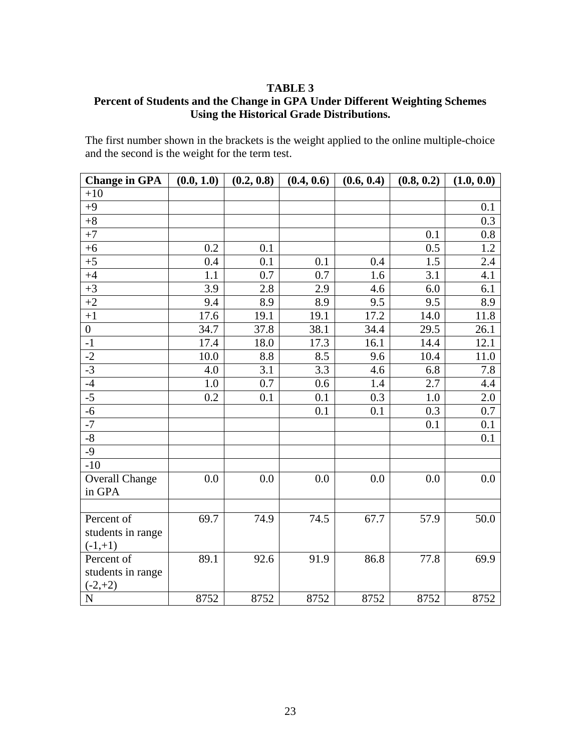**TABLE 3**

**Percent of Students and the Change in GPA Under Different Weighting Schemes Using the Historical Grade Distributions.**

The first number shown in the brackets is the weight applied to the online multiple-choice and the second is the weight for the term test.

| Change in GPA | (0.0, 1.0) | (0.2, 0.8) | (0.4, 0.6) | (0.6, 0.4) | (0.8, 0.2) | (1.0, 0.0) |
|---|---|---|---|---|---|---|
| +10 | | | | | | |
| +9 | | | | | | 0.1 |
| +8 | | | | | | 0.3 |
| +7 | | | | | 0.1 | 0.8 |
| +6 | 0.2 | 0.1 | | | 0.5 | 1.2 |
| +5 | 0.4 | 0.1 | 0.1 | 0.4 | 1.5 | 2.4 |
| +4 | 1.1 | 0.7 | 0.7 | 1.6 | 3.1 | 4.1 |
| +3 | 3.9 | 2.8 | 2.9 | 4.6 | 6.0 | 6.1 |
| +2 | 9.4 | 8.9 | 8.9 | 9.5 | 9.5 | 8.9 |
| +1 | 17.6 | 19.1 | 19.1 | 17.2 | 14.0 | 11.8 |
| 0 | 34.7 | 37.8 | 38.1 | 34.4 | 29.5 | 26.1 |
| -1 | 17.4 | 18.0 | 17.3 | 16.1 | 14.4 | 12.1 |
| -2 | 10.0 | 8.8 | 8.5 | 9.6 | 10.4 | 11.0 |
| -3 | 4.0 | 3.1 | 3.3 | 4.6 | 6.8 | 7.8 |
| -4 | 1.0 | 0.7 | 0.6 | 1.4 | 2.7 | 4.4 |
| -5 | 0.2 | 0.1 | 0.1 | 0.3 | 1.0 | 2.0 |
| -6 | | | 0.1 | 0.1 | 0.3 | 0.7 |
| -7 | | | | | 0.1 | 0.1 |
| -8 | | | | | | 0.1 |
| -9 | | | | | | |
| -10 | | | | | | |
| Overall Change in GPA | 0.0 | 0.0 | 0.0 | 0.0 | 0.0 | 0.0 |
| | | | | | | |
| Percent of students in range (-1,+1) | 69.7 | 74.9 | 74.5 | 67.7 | 57.9 | 50.0 |
| Percent of students in range (-2,+2) | 89.1 | 92.6 | 91.9 | 86.8 | 77.8 | 69.9 |
| N | 8752 | 8752 | 8752 | 8752 | 8752 | 8752 |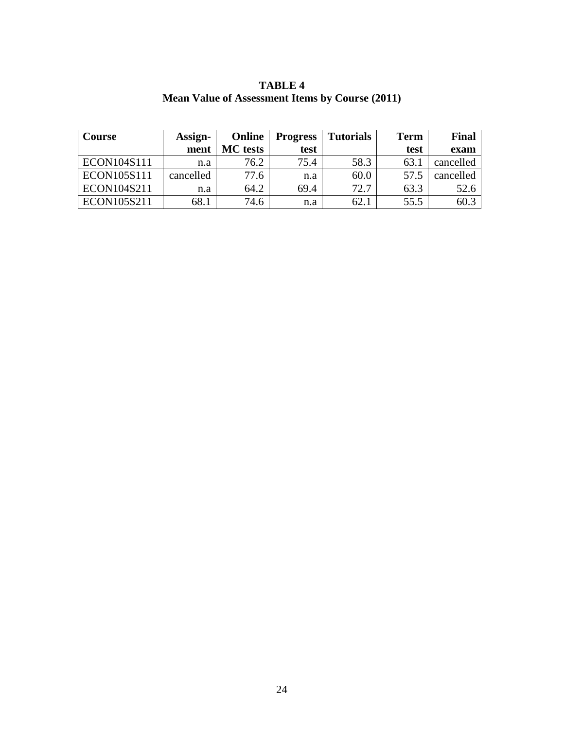**TABLE 4**
**Mean Value of Assessment Items by Course (2011)**

| Course | Assign-ment | Online MC tests | Progress test | Tutorials | Term test | Final exam |
|---|---|---|---|---|---|---|
| ECON104S111 | n.a | 76.2 | 75.4 | 58.3 | 63.1 | cancelled |
| ECON105S111 | cancelled | 77.6 | n.a | 60.0 | 57.5 | cancelled |
| ECON104S211 | n.a | 64.2 | 69.4 | 72.7 | 63.3 | 52.6 |
| ECON105S211 | 68.1 | 74.6 | n.a | 62.1 | 55.5 | 60.3 |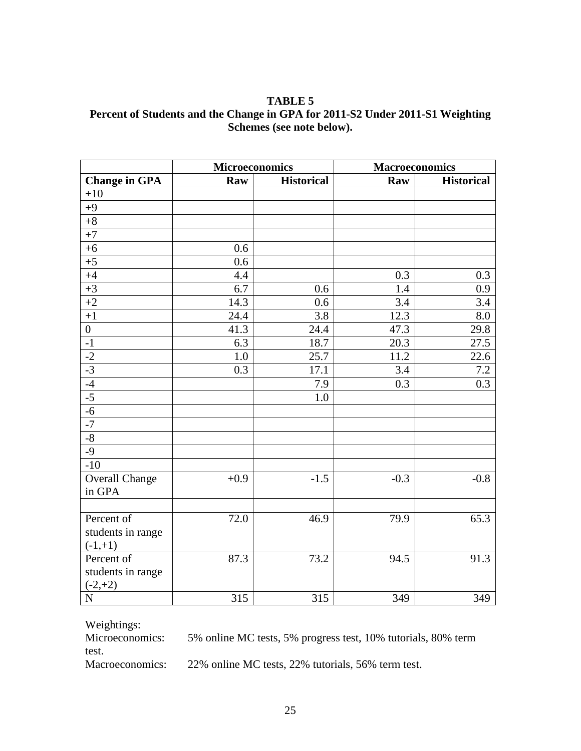**TABLE 5**
**Percent of Students and the Change in GPA for 2011-S2 Under 2011-S1 Weighting Schemes (see note below).**

| | Microeconomics | | Macroeconomics | |
|---|---|---|---|---|
| **Change in GPA** | **Raw** | **Historical** | **Raw** | **Historical** |
| +10 | | | | |
| +9 | | | | |
| +8 | | | | |
| +7 | | | | |
| +6 | 0.6 | | | |
| +5 | 0.6 | | | |
| +4 | 4.4 | | 0.3 | 0.3 |
| +3 | 6.7 | 0.6 | 1.4 | 0.9 |
| +2 | 14.3 | 0.6 | 3.4 | 3.4 |
| +1 | 24.4 | 3.8 | 12.3 | 8.0 |
| 0 | 41.3 | 24.4 | 47.3 | 29.8 |
| -1 | 6.3 | 18.7 | 20.3 | 27.5 |
| -2 | 1.0 | 25.7 | 11.2 | 22.6 |
| -3 | 0.3 | 17.1 | 3.4 | 7.2 |
| -4 | | 7.9 | 0.3 | 0.3 |
| -5 | | 1.0 | | |
| -6 | | | | |
| -7 | | | | |
| -8 | | | | |
| -9 | | | | |
| -10 | | | | |
| Overall Change in GPA | +0.9 | -1.5 | -0.3 | -0.8 |
| | | | | |
| Percent of students in range (-1,+1) | 72.0 | 46.9 | 79.9 | 65.3 |
| Percent of students in range (-2,+2) | 87.3 | 73.2 | 94.5 | 91.3 |
| N | 315 | 315 | 349 | 349 |

Weightings:

Microeconomics: 5% online MC tests, 5% progress test, 10% tutorials, 80% term test.

Macroeconomics: 22% online MC tests, 22% tutorials, 56% term test.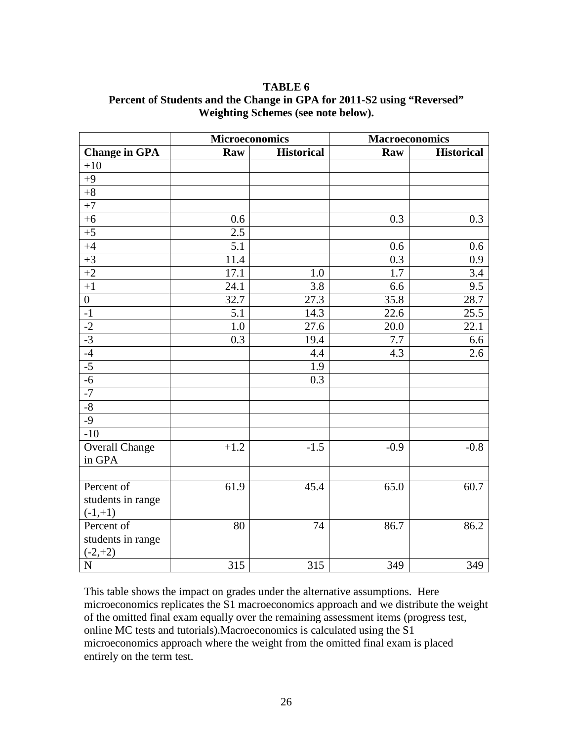**TABLE 6**
**Percent of Students and the Change in GPA for 2011-S2 using "Reversed" Weighting Schemes (see note below).**

| | Microeconomics | | Macroeconomics | |
|---|---|---|---|---|
| **Change in GPA** | **Raw** | **Historical** | **Raw** | **Historical** |
| +10 | | | | |
| +9 | | | | |
| +8 | | | | |
| +7 | | | | |
| +6 | 0.6 | | 0.3 | 0.3 |
| +5 | 2.5 | | | |
| +4 | 5.1 | | 0.6 | 0.6 |
| +3 | 11.4 | | 0.3 | 0.9 |
| +2 | 17.1 | 1.0 | 1.7 | 3.4 |
| +1 | 24.1 | 3.8 | 6.6 | 9.5 |
| 0 | 32.7 | 27.3 | 35.8 | 28.7 |
| -1 | 5.1 | 14.3 | 22.6 | 25.5 |
| -2 | 1.0 | 27.6 | 20.0 | 22.1 |
| -3 | 0.3 | 19.4 | 7.7 | 6.6 |
| -4 | | 4.4 | 4.3 | 2.6 |
| -5 | | 1.9 | | |
| -6 | | 0.3 | | |
| -7 | | | | |
| -8 | | | | |
| -9 | | | | |
| -10 | | | | |
| Overall Change in GPA | +1.2 | -1.5 | -0.9 | -0.8 |
| | | | | |
| Percent of students in range (-1,+1) | 61.9 | 45.4 | 65.0 | 60.7 |
| Percent of students in range (-2,+2) | 80 | 74 | 86.7 | 86.2 |
| N | 315 | 315 | 349 | 349 |

This table shows the impact on grades under the alternative assumptions. Here microeconomics replicates the S1 macroeconomics approach and we distribute the weight of the omitted final exam equally over the remaining assessment items (progress test, online MC tests and tutorials).Macroeconomics is calculated using the S1 microeconomics approach where the weight from the omitted final exam is placed entirely on the term test.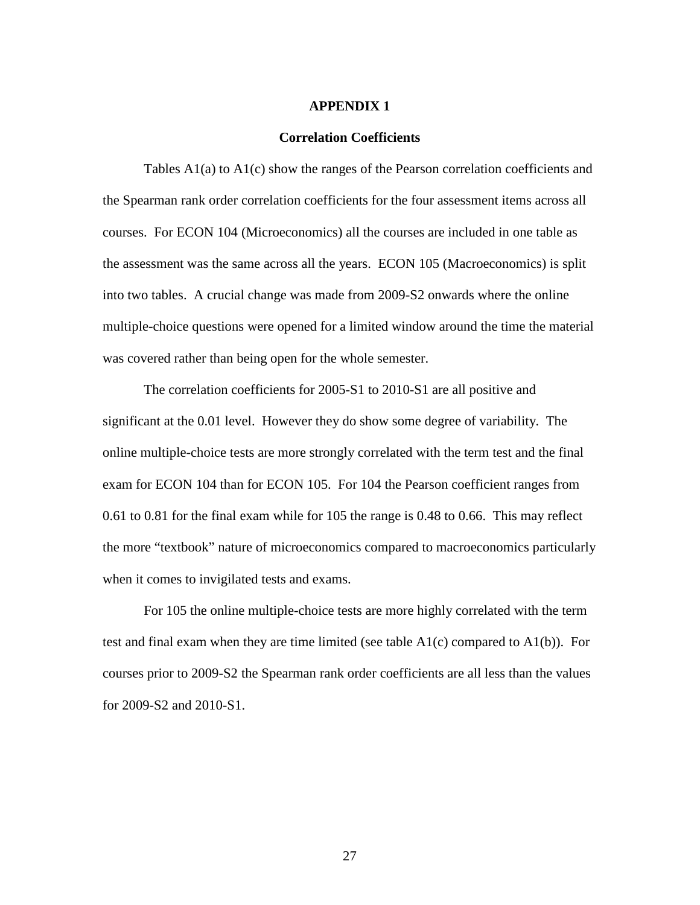# APPENDIX 1

## Correlation Coefficients

Tables A1(a) to A1(c) show the ranges of the Pearson correlation coefficients and the Spearman rank order correlation coefficients for the four assessment items across all courses. For ECON 104 (Microeconomics) all the courses are included in one table as the assessment was the same across all the years. ECON 105 (Macroeconomics) is split into two tables. A crucial change was made from 2009-S2 onwards where the online multiple-choice questions were opened for a limited window around the time the material was covered rather than being open for the whole semester.

The correlation coefficients for 2005-S1 to 2010-S1 are all positive and significant at the 0.01 level. However they do show some degree of variability. The online multiple-choice tests are more strongly correlated with the term test and the final exam for ECON 104 than for ECON 105. For 104 the Pearson coefficient ranges from 0.61 to 0.81 for the final exam while for 105 the range is 0.48 to 0.66. This may reflect the more "textbook" nature of microeconomics compared to macroeconomics particularly when it comes to invigilated tests and exams.

For 105 the online multiple-choice tests are more highly correlated with the term test and final exam when they are time limited (see table A1(c) compared to A1(b)). For courses prior to 2009-S2 the Spearman rank order coefficients are all less than the values for 2009-S2 and 2010-S1.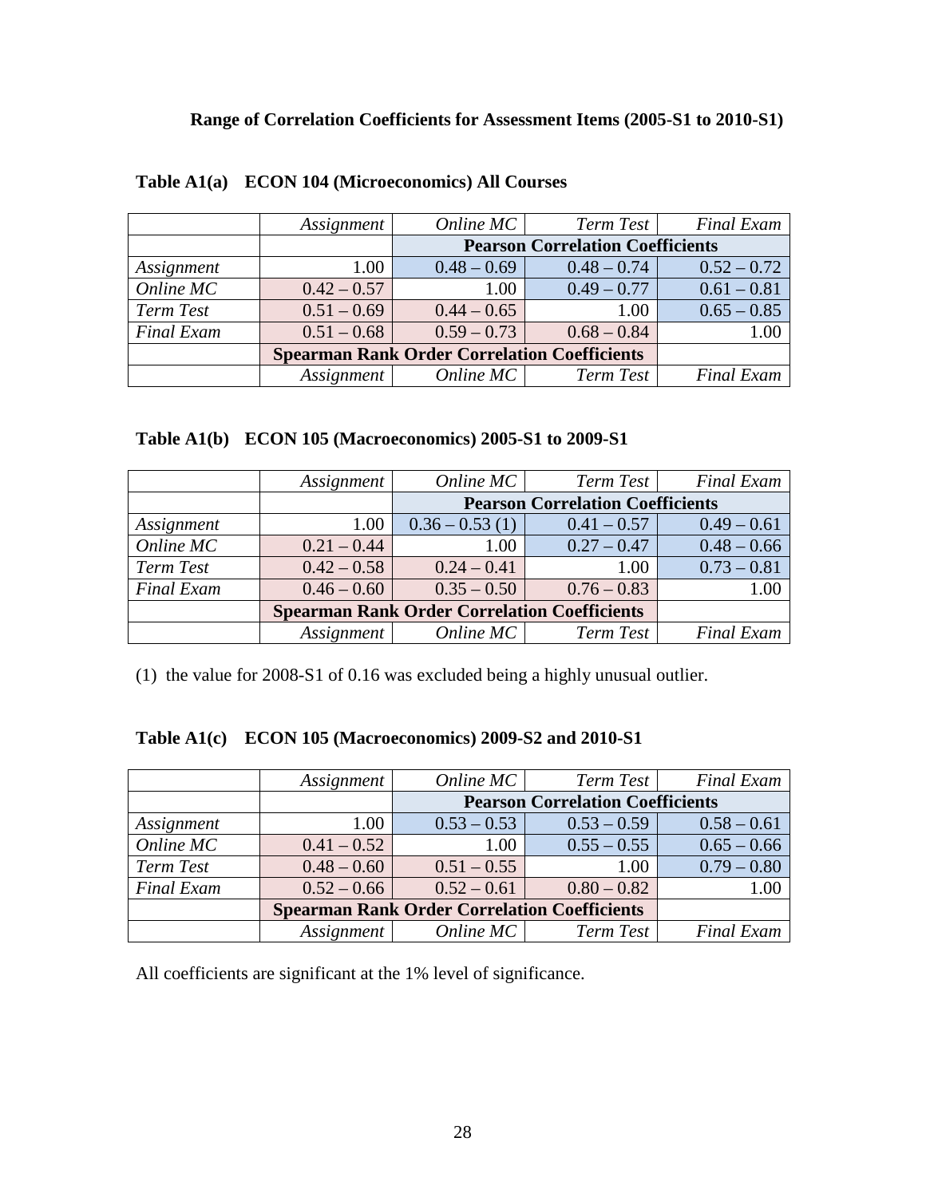**Range of Correlation Coefficients for Assessment Items (2005-S1 to 2010-S1)**

**Table A1(a) ECON 104 (Microeconomics) All Courses**

| | *Assignment* | *Online MC* | *Term Test* | *Final Exam* |
|---|---|---|---|---|
| | | **Pearson Correlation Coefficients** | | |
| *Assignment* | 1.00 | 0.48 – 0.69 | 0.48 – 0.74 | 0.52 – 0.72 |
| *Online MC* | 0.42 – 0.57 | 1.00 | 0.49 – 0.77 | 0.61 – 0.81 |
| *Term Test* | 0.51 – 0.69 | 0.44 – 0.65 | 1.00 | 0.65 – 0.85 |
| *Final Exam* | 0.51 – 0.68 | 0.59 – 0.73 | 0.68 – 0.84 | 1.00 |
| | **Spearman Rank Order Correlation Coefficients** | | | |
| | *Assignment* | *Online MC* | *Term Test* | *Final Exam* |

**Table A1(b) ECON 105 (Macroeconomics) 2005-S1 to 2009-S1**

| | *Assignment* | *Online MC* | *Term Test* | *Final Exam* |
|---|---|---|---|---|
| | | **Pearson Correlation Coefficients** | | |
| *Assignment* | 1.00 | 0.36 – 0.53 (1) | 0.41 – 0.57 | 0.49 – 0.61 |
| *Online MC* | 0.21 – 0.44 | 1.00 | 0.27 – 0.47 | 0.48 – 0.66 |
| *Term Test* | 0.42 – 0.58 | 0.24 – 0.41 | 1.00 | 0.73 – 0.81 |
| *Final Exam* | 0.46 – 0.60 | 0.35 – 0.50 | 0.76 – 0.83 | 1.00 |
| | **Spearman Rank Order Correlation Coefficients** | | | |
| | *Assignment* | *Online MC* | *Term Test* | *Final Exam* |

(1) the value for 2008-S1 of 0.16 was excluded being a highly unusual outlier.

**Table A1(c) ECON 105 (Macroeconomics) 2009-S2 and 2010-S1**

| | *Assignment* | *Online MC* | *Term Test* | *Final Exam* |
|---|---|---|---|---|
| | | **Pearson Correlation Coefficients** | | |
| *Assignment* | 1.00 | 0.53 – 0.53 | 0.53 – 0.59 | 0.58 – 0.61 |
| *Online MC* | 0.41 – 0.52 | 1.00 | 0.55 – 0.55 | 0.65 – 0.66 |
| *Term Test* | 0.48 – 0.60 | 0.51 – 0.55 | 1.00 | 0.79 – 0.80 |
| *Final Exam* | 0.52 – 0.66 | 0.52 – 0.61 | 0.80 – 0.82 | 1.00 |
| | **Spearman Rank Order Correlation Coefficients** | | | |
| | *Assignment* | *Online MC* | *Term Test* | *Final Exam* |

All coefficients are significant at the 1% level of significance.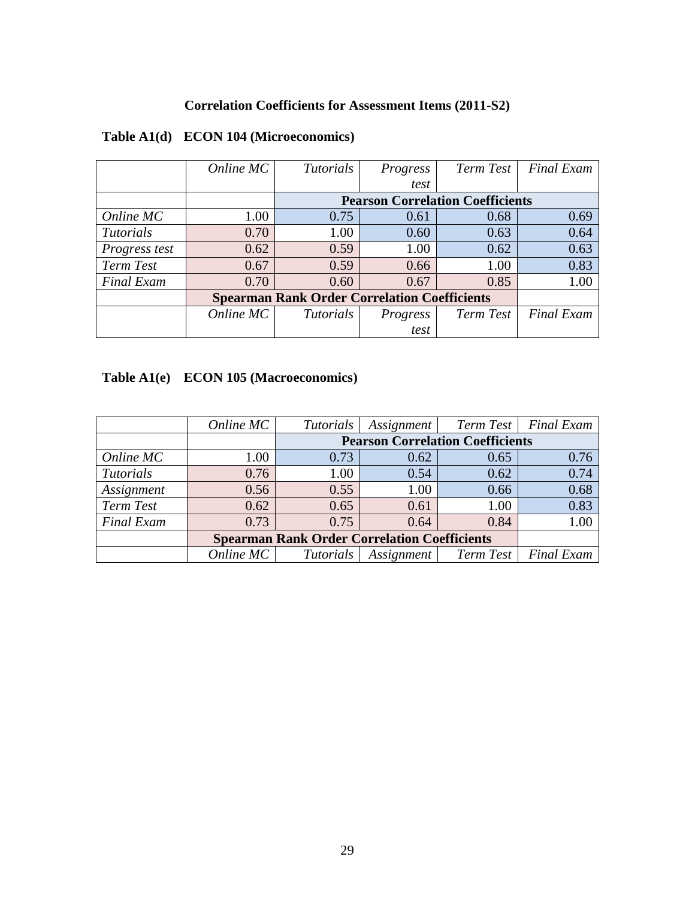**Correlation Coefficients for Assessment Items (2011-S2)**

**Table A1(d) ECON 104 (Microeconomics)**

| | *Online MC* | *Tutorials* | *Progress test* | *Term Test* | *Final Exam* |
|---|---|---|---|---|---|
| | | **Pearson Correlation Coefficients** | | | |
| *Online MC* | 1.00 | 0.75 | 0.61 | 0.68 | 0.69 |
| *Tutorials* | 0.70 | 1.00 | 0.60 | 0.63 | 0.64 |
| *Progress test* | 0.62 | 0.59 | 1.00 | 0.62 | 0.63 |
| *Term Test* | 0.67 | 0.59 | 0.66 | 1.00 | 0.83 |
| *Final Exam* | 0.70 | 0.60 | 0.67 | 0.85 | 1.00 |
| | **Spearman Rank Order Correlation Coefficients** | | | | |
| | *Online MC* | *Tutorials* | *Progress test* | *Term Test* | *Final Exam* |

**Table A1(e) ECON 105 (Macroeconomics)**

| | *Online MC* | *Tutorials* | *Assignment* | *Term Test* | *Final Exam* |
|---|---|---|---|---|---|
| | | **Pearson Correlation Coefficients** | | | |
| *Online MC* | 1.00 | 0.73 | 0.62 | 0.65 | 0.76 |
| *Tutorials* | 0.76 | 1.00 | 0.54 | 0.62 | 0.74 |
| *Assignment* | 0.56 | 0.55 | 1.00 | 0.66 | 0.68 |
| *Term Test* | 0.62 | 0.65 | 0.61 | 1.00 | 0.83 |
| *Final Exam* | 0.73 | 0.75 | 0.64 | 0.84 | 1.00 |
| | **Spearman Rank Order Correlation Coefficients** | | | | |
| | *Online MC* | *Tutorials* | *Assignment* | *Term Test* | *Final Exam* |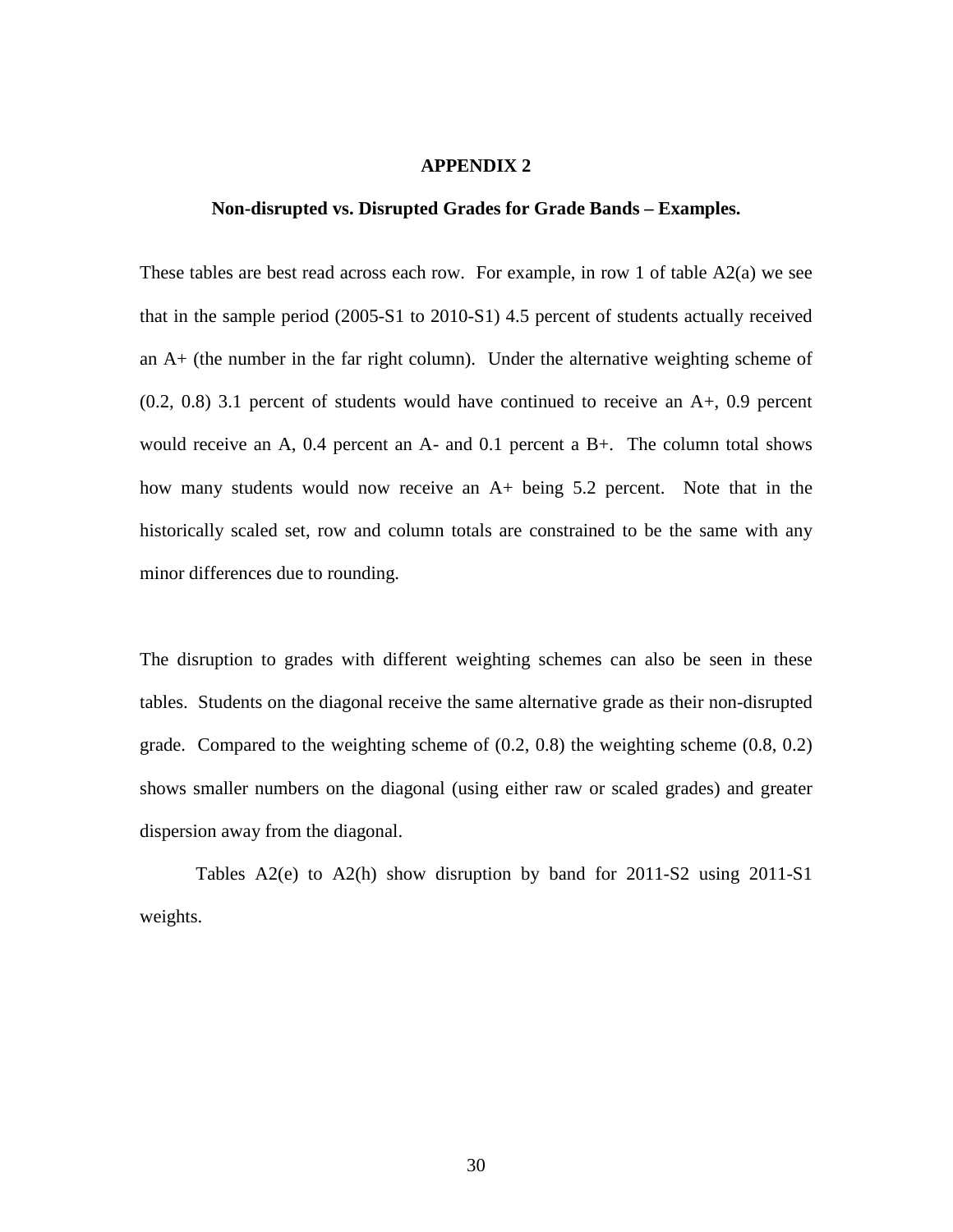## APPENDIX 2

### Non-disrupted vs. Disrupted Grades for Grade Bands – Examples.

These tables are best read across each row. For example, in row 1 of table A2(a) we see that in the sample period (2005-S1 to 2010-S1) 4.5 percent of students actually received an A+ (the number in the far right column). Under the alternative weighting scheme of (0.2, 0.8) 3.1 percent of students would have continued to receive an A+, 0.9 percent would receive an A, 0.4 percent an A- and 0.1 percent a B+. The column total shows how many students would now receive an A+ being 5.2 percent. Note that in the historically scaled set, row and column totals are constrained to be the same with any minor differences due to rounding.

The disruption to grades with different weighting schemes can also be seen in these tables. Students on the diagonal receive the same alternative grade as their non-disrupted grade. Compared to the weighting scheme of (0.2, 0.8) the weighting scheme (0.8, 0.2) shows smaller numbers on the diagonal (using either raw or scaled grades) and greater dispersion away from the diagonal.

Tables A2(e) to A2(h) show disruption by band for 2011-S2 using 2011-S1 weights.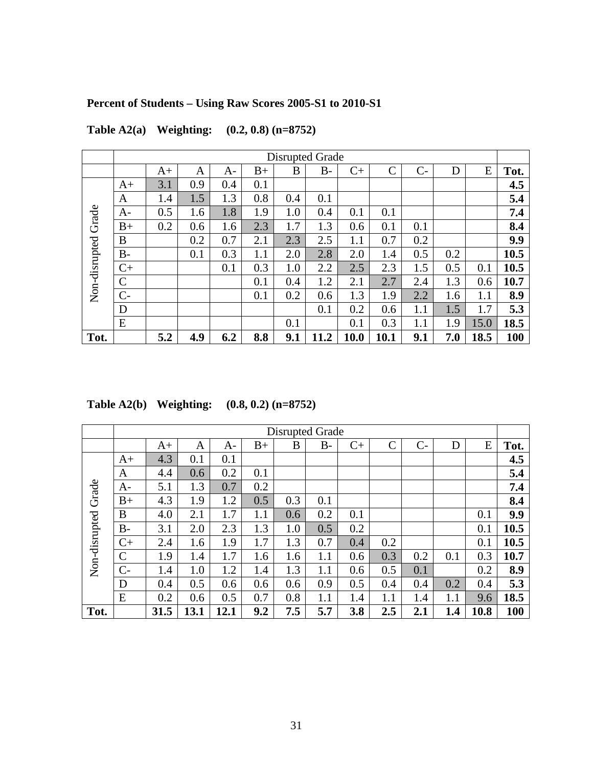**Percent of Students – Using Raw Scores 2005-S1 to 2010-S1**

**Table A2(a) Weighting: (0.2, 0.8) (n=8752)**

| | | Disrupted Grade | | | | | | | | | | | |
|---|---|---|---|---|---|---|---|---|---|---|---|---|---|
| | | A+ | A | A- | B+ | B | B- | C+ | C | C- | D | E | **Tot.** |
| Non-disrupted Grade | A+ | 3.1 | 0.9 | 0.4 | 0.1 | | | | | | | | **4.5** |
| | A | 1.4 | 1.5 | 1.3 | 0.8 | 0.4 | 0.1 | | | | | | **5.4** |
| | A- | 0.5 | 1.6 | 1.8 | 1.9 | 1.0 | 0.4 | 0.1 | 0.1 | | | | **7.4** |
| | B+ | 0.2 | 0.6 | 1.6 | 2.3 | 1.7 | 1.3 | 0.6 | 0.1 | 0.1 | | | **8.4** |
| | B | | 0.2 | 0.7 | 2.1 | 2.3 | 2.5 | 1.1 | 0.7 | 0.2 | | | **9.9** |
| | B- | | 0.1 | 0.3 | 1.1 | 2.0 | 2.8 | 2.0 | 1.4 | 0.5 | 0.2 | | **10.5** |
| | C+ | | | 0.1 | 0.3 | 1.0 | 2.2 | 2.5 | 2.3 | 1.5 | 0.5 | 0.1 | **10.5** |
| | C | | | | 0.1 | 0.4 | 1.2 | 2.1 | 2.7 | 2.4 | 1.3 | 0.6 | **10.7** |
| | C- | | | | 0.1 | 0.2 | 0.6 | 1.3 | 1.9 | 2.2 | 1.6 | 1.1 | **8.9** |
| | D | | | | | | 0.1 | 0.2 | 0.6 | 1.1 | 1.5 | 1.7 | **5.3** |
| | E | | | | | 0.1 | | 0.1 | 0.3 | 1.1 | 1.9 | 15.0 | **18.5** |
| **Tot.** | | **5.2** | **4.9** | **6.2** | **8.8** | **9.1** | **11.2** | **10.0** | **10.1** | **9.1** | **7.0** | **18.5** | **100** |

**Table A2(b) Weighting: (0.8, 0.2) (n=8752)**

| | | Disrupted Grade | | | | | | | | | | | |
|---|---|---|---|---|---|---|---|---|---|---|---|---|---|
| | | A+ | A | A- | B+ | B | B- | C+ | C | C- | D | E | **Tot.** |
| Non-disrupted Grade | A+ | 4.3 | 0.1 | 0.1 | | | | | | | | | **4.5** |
| | A | 4.4 | 0.6 | 0.2 | 0.1 | | | | | | | | **5.4** |
| | A- | 5.1 | 1.3 | 0.7 | 0.2 | | | | | | | | **7.4** |
| | B+ | 4.3 | 1.9 | 1.2 | 0.5 | 0.3 | 0.1 | | | | | | **8.4** |
| | B | 4.0 | 2.1 | 1.7 | 1.1 | 0.6 | 0.2 | 0.1 | | | | 0.1 | **9.9** |
| | B- | 3.1 | 2.0 | 2.3 | 1.3 | 1.0 | 0.5 | 0.2 | | | | 0.1 | **10.5** |
| | C+ | 2.4 | 1.6 | 1.9 | 1.7 | 1.3 | 0.7 | 0.4 | 0.2 | | | 0.1 | **10.5** |
| | C | 1.9 | 1.4 | 1.7 | 1.6 | 1.6 | 1.1 | 0.6 | 0.3 | 0.2 | 0.1 | 0.3 | **10.7** |
| | C- | 1.4 | 1.0 | 1.2 | 1.4 | 1.3 | 1.1 | 0.6 | 0.5 | 0.1 | | 0.2 | **8.9** |
| | D | 0.4 | 0.5 | 0.6 | 0.6 | 0.6 | 0.9 | 0.5 | 0.4 | 0.4 | 0.2 | 0.4 | **5.3** |
| | E | 0.2 | 0.6 | 0.5 | 0.7 | 0.8 | 1.1 | 1.4 | 1.1 | 1.4 | 1.1 | 9.6 | **18.5** |
| **Tot.** | | **31.5** | **13.1** | **12.1** | **9.2** | **7.5** | **5.7** | **3.8** | **2.5** | **2.1** | **1.4** | **10.8** | **100** |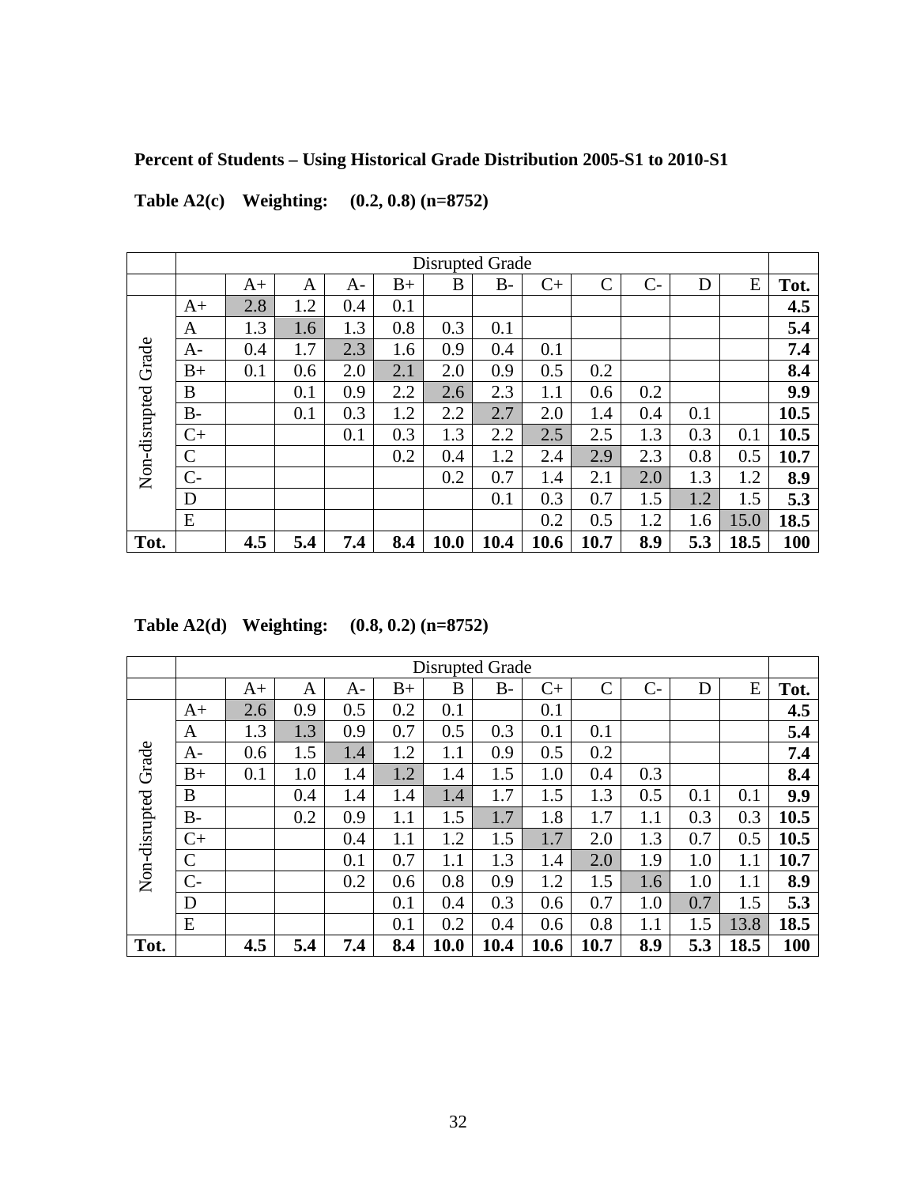**Percent of Students – Using Historical Grade Distribution 2005-S1 to 2010-S1**

**Table A2(c) Weighting: (0.2, 0.8) (n=8752)**

| | | Disrupted Grade | | | | | | | | | | | |
|---|---|---|---|---|---|---|---|---|---|---|---|---|---|
| | | A+ | A | A- | B+ | B | B- | C+ | C | C- | D | E | **Tot.** |
| Non-disrupted Grade | A+ | 2.8 | 1.2 | 0.4 | 0.1 | | | | | | | | **4.5** |
| | A | 1.3 | 1.6 | 1.3 | 0.8 | 0.3 | 0.1 | | | | | | **5.4** |
| | A- | 0.4 | 1.7 | 2.3 | 1.6 | 0.9 | 0.4 | 0.1 | | | | | **7.4** |
| | B+ | 0.1 | 0.6 | 2.0 | 2.1 | 2.0 | 0.9 | 0.5 | 0.2 | | | | **8.4** |
| | B | | 0.1 | 0.9 | 2.2 | 2.6 | 2.3 | 1.1 | 0.6 | 0.2 | | | **9.9** |
| | B- | | 0.1 | 0.3 | 1.2 | 2.2 | 2.7 | 2.0 | 1.4 | 0.4 | 0.1 | | **10.5** |
| | C+ | | | 0.1 | 0.3 | 1.3 | 2.2 | 2.5 | 2.5 | 1.3 | 0.3 | 0.1 | **10.5** |
| | C | | | | 0.2 | 0.4 | 1.2 | 2.4 | 2.9 | 2.3 | 0.8 | 0.5 | **10.7** |
| | C- | | | | | 0.2 | 0.7 | 1.4 | 2.1 | 2.0 | 1.3 | 1.2 | **8.9** |
| | D | | | | | | 0.1 | 0.3 | 0.7 | 1.5 | 1.2 | 1.5 | **5.3** |
| | E | | | | | | | 0.2 | 0.5 | 1.2 | 1.6 | 15.0 | **18.5** |
| **Tot.** | | **4.5** | **5.4** | **7.4** | **8.4** | **10.0** | **10.4** | **10.6** | **10.7** | **8.9** | **5.3** | **18.5** | **100** |

**Table A2(d) Weighting: (0.8, 0.2) (n=8752)**

| | | Disrupted Grade | | | | | | | | | | | |
|---|---|---|---|---|---|---|---|---|---|---|---|---|---|
| | | A+ | A | A- | B+ | B | B- | C+ | C | C- | D | E | **Tot.** |
| Non-disrupted Grade | A+ | 2.6 | 0.9 | 0.5 | 0.2 | 0.1 | | 0.1 | | | | | **4.5** |
| | A | 1.3 | 1.3 | 0.9 | 0.7 | 0.5 | 0.3 | 0.1 | 0.1 | | | | **5.4** |
| | A- | 0.6 | 1.5 | 1.4 | 1.2 | 1.1 | 0.9 | 0.5 | 0.2 | | | | **7.4** |
| | B+ | 0.1 | 1.0 | 1.4 | 1.2 | 1.4 | 1.5 | 1.0 | 0.4 | 0.3 | | | **8.4** |
| | B | | 0.4 | 1.4 | 1.4 | 1.4 | 1.7 | 1.5 | 1.3 | 0.5 | 0.1 | 0.1 | **9.9** |
| | B- | | 0.2 | 0.9 | 1.1 | 1.5 | 1.7 | 1.8 | 1.7 | 1.1 | 0.3 | 0.3 | **10.5** |
| | C+ | | | 0.4 | 1.1 | 1.2 | 1.5 | 1.7 | 2.0 | 1.3 | 0.7 | 0.5 | **10.5** |
| | C | | | 0.1 | 0.7 | 1.1 | 1.3 | 1.4 | 2.0 | 1.9 | 1.0 | 1.1 | **10.7** |
| | C- | | | 0.2 | 0.6 | 0.8 | 0.9 | 1.2 | 1.5 | 1.6 | 1.0 | 1.1 | **8.9** |
| | D | | | | 0.1 | 0.4 | 0.3 | 0.6 | 0.7 | 1.0 | 0.7 | 1.5 | **5.3** |
| | E | | | | 0.1 | 0.2 | 0.4 | 0.6 | 0.8 | 1.1 | 1.5 | 13.8 | **18.5** |
| **Tot.** | | **4.5** | **5.4** | **7.4** | **8.4** | **10.0** | **10.4** | **10.6** | **10.7** | **8.9** | **5.3** | **18.5** | **100** |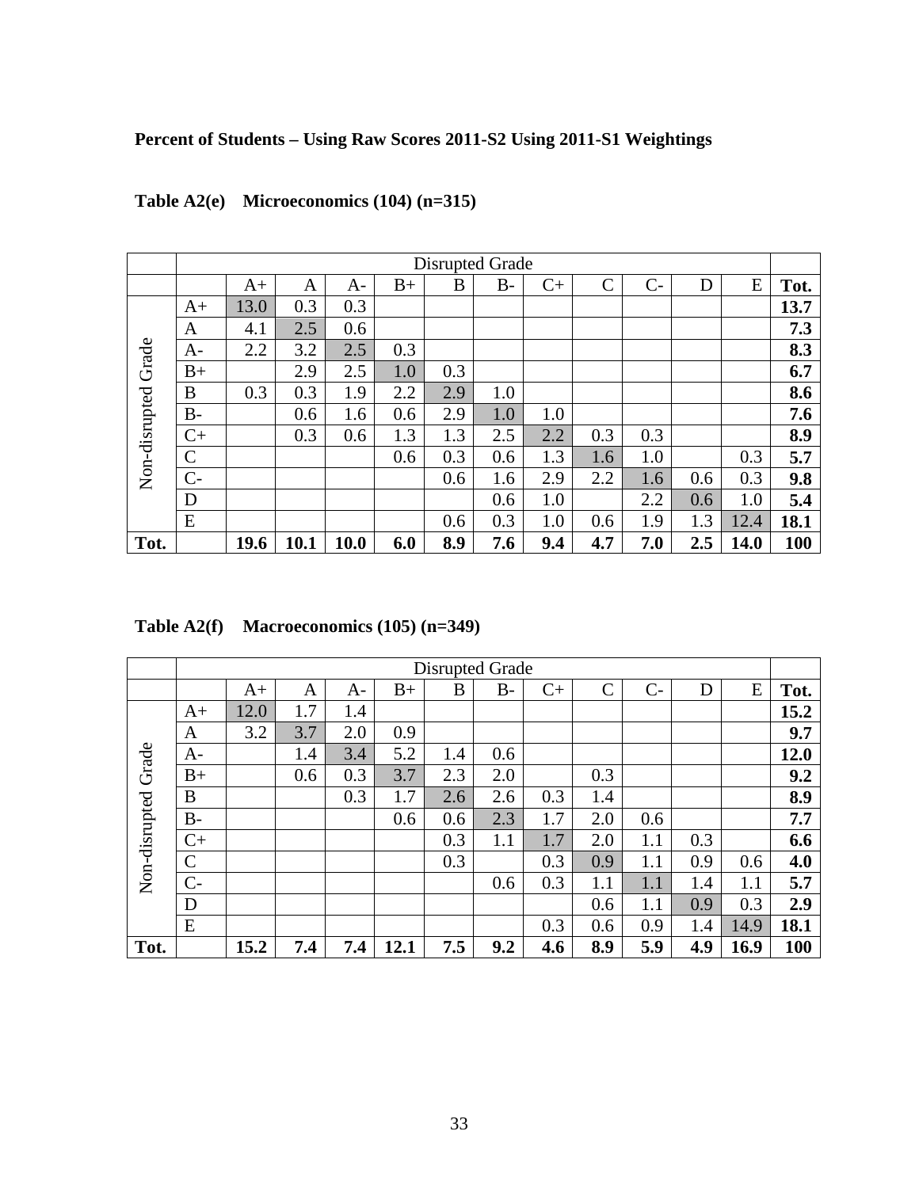**Percent of Students – Using Raw Scores 2011-S2 Using 2011-S1 Weightings**

**Table A2(e) Microeconomics (104) (n=315)**

| | | Disrupted Grade | | | | | | | | | | | |
|---|---|---|---|---|---|---|---|---|---|---|---|---|---|
| | | A+ | A | A- | B+ | B | B- | C+ | C | C- | D | E | **Tot.** |
| Non-disrupted Grade | A+ | 13.0 | 0.3 | 0.3 | | | | | | | | | **13.7** |
| | A | 4.1 | 2.5 | 0.6 | | | | | | | | | **7.3** |
| | A- | 2.2 | 3.2 | 2.5 | 0.3 | | | | | | | | **8.3** |
| | B+ | | 2.9 | 2.5 | 1.0 | 0.3 | | | | | | | **6.7** |
| | B | 0.3 | 0.3 | 1.9 | 2.2 | 2.9 | 1.0 | | | | | | **8.6** |
| | B- | | 0.6 | 1.6 | 0.6 | 2.9 | 1.0 | 1.0 | | | | | **7.6** |
| | C+ | | 0.3 | 0.6 | 1.3 | 1.3 | 2.5 | 2.2 | 0.3 | 0.3 | | | **8.9** |
| | C | | | | 0.6 | 0.3 | 0.6 | 1.3 | 1.6 | 1.0 | | 0.3 | **5.7** |
| | C- | | | | | 0.6 | 1.6 | 2.9 | 2.2 | 1.6 | 0.6 | 0.3 | **9.8** |
| | D | | | | | | 0.6 | 1.0 | | 2.2 | 0.6 | 1.0 | **5.4** |
| | E | | | | | 0.6 | 0.3 | 1.0 | 0.6 | 1.9 | 1.3 | 12.4 | **18.1** |
| **Tot.** | | **19.6** | **10.1** | **10.0** | **6.0** | **8.9** | **7.6** | **9.4** | **4.7** | **7.0** | **2.5** | **14.0** | **100** |

**Table A2(f) Macroeconomics (105) (n=349)**

| | | Disrupted Grade | | | | | | | | | | | |
|---|---|---|---|---|---|---|---|---|---|---|---|---|---|
| | | A+ | A | A- | B+ | B | B- | C+ | C | C- | D | E | **Tot.** |
| Non-disrupted Grade | A+ | 12.0 | 1.7 | 1.4 | | | | | | | | | **15.2** |
| | A | 3.2 | 3.7 | 2.0 | 0.9 | | | | | | | | **9.7** |
| | A- | | 1.4 | 3.4 | 5.2 | 1.4 | 0.6 | | | | | | **12.0** |
| | B+ | | 0.6 | 0.3 | 3.7 | 2.3 | 2.0 | | 0.3 | | | | **9.2** |
| | B | | | 0.3 | 1.7 | 2.6 | 2.6 | 0.3 | 1.4 | | | | **8.9** |
| | B- | | | | 0.6 | 0.6 | 2.3 | 1.7 | 2.0 | 0.6 | | | **7.7** |
| | C+ | | | | | 0.3 | 1.1 | 1.7 | 2.0 | 1.1 | 0.3 | | **6.6** |
| | C | | | | | 0.3 | | 0.3 | 0.9 | 1.1 | 0.9 | 0.6 | **4.0** |
| | C- | | | | | | 0.6 | 0.3 | 1.1 | 1.1 | 1.4 | 1.1 | **5.7** |
| | D | | | | | | | | 0.6 | 1.1 | 0.9 | 0.3 | **2.9** |
| | E | | | | | | | 0.3 | 0.6 | 0.9 | 1.4 | 14.9 | **18.1** |
| **Tot.** | | **15.2** | **7.4** | **7.4** | **12.1** | **7.5** | **9.2** | **4.6** | **8.9** | **5.9** | **4.9** | **16.9** | **100** |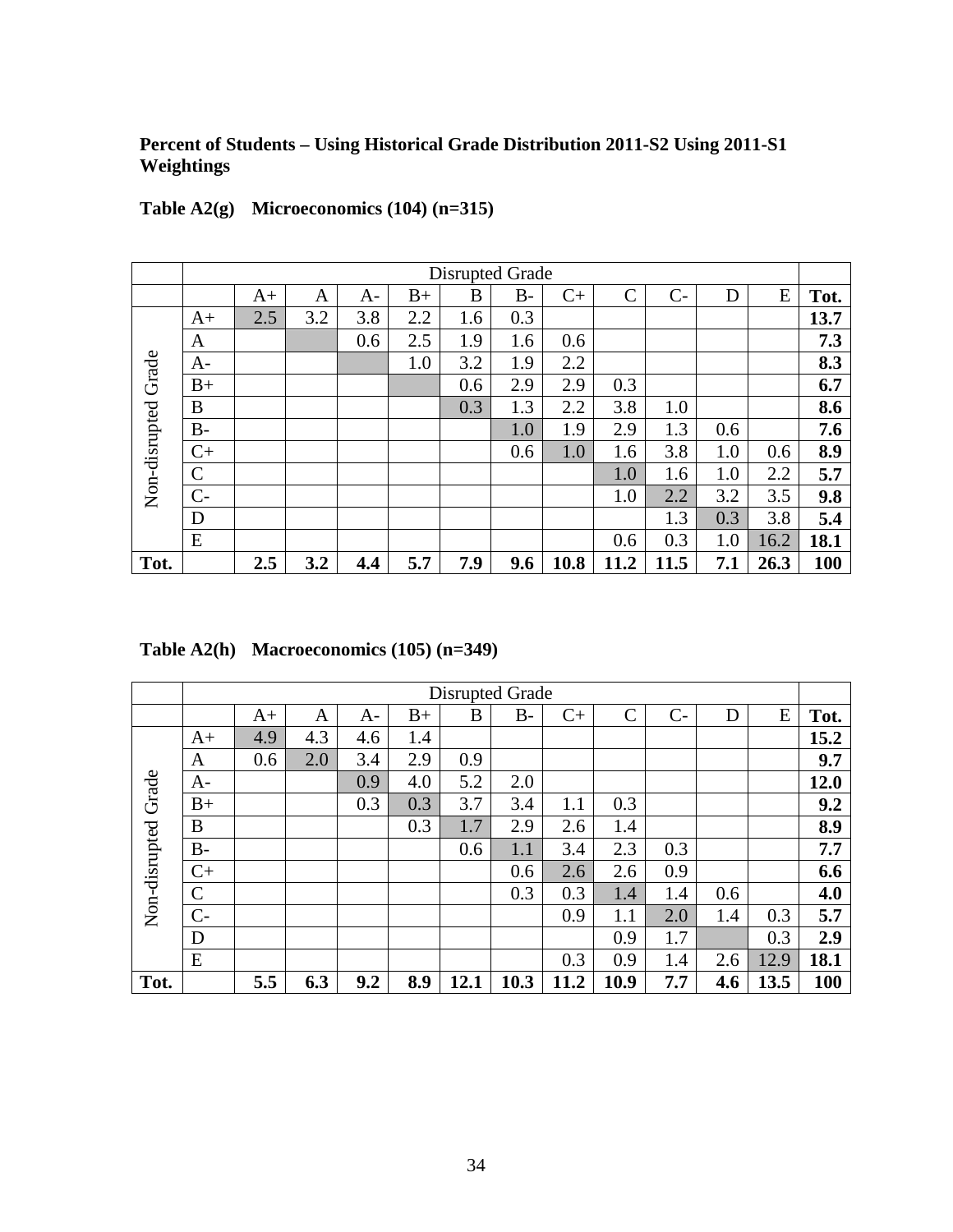**Percent of Students – Using Historical Grade Distribution 2011-S2 Using 2011-S1 Weightings**

**Table A2(g) Microeconomics (104) (n=315)**

| | | Disrupted Grade | | | | | | | | | | | |
|---|---|---|---|---|---|---|---|---|---|---|---|---|---|
| | | A+ | A | A- | B+ | B | B- | C+ | C | C- | D | E | **Tot.** |
| Non-disrupted Grade | A+ | 2.5 | 3.2 | 3.8 | 2.2 | 1.6 | 0.3 | | | | | | **13.7** |
| | A | | | 0.6 | 2.5 | 1.9 | 1.6 | 0.6 | | | | | **7.3** |
| | A- | | | | 1.0 | 3.2 | 1.9 | 2.2 | | | | | **8.3** |
| | B+ | | | | | 0.6 | 2.9 | 2.9 | 0.3 | | | | **6.7** |
| | B | | | | | 0.3 | 1.3 | 2.2 | 3.8 | 1.0 | | | **8.6** |
| | B- | | | | | | 1.0 | 1.9 | 2.9 | 1.3 | 0.6 | | **7.6** |
| | C+ | | | | | | 0.6 | 1.0 | 1.6 | 3.8 | 1.0 | 0.6 | **8.9** |
| | C | | | | | | | | 1.0 | 1.6 | 1.0 | 2.2 | **5.7** |
| | C- | | | | | | | | 1.0 | 2.2 | 3.2 | 3.5 | **9.8** |
| | D | | | | | | | | | 1.3 | 0.3 | 3.8 | **5.4** |
| | E | | | | | | | | 0.6 | 0.3 | 1.0 | 16.2 | **18.1** |
| **Tot.** | | **2.5** | **3.2** | **4.4** | **5.7** | **7.9** | **9.6** | **10.8** | **11.2** | **11.5** | **7.1** | **26.3** | **100** |

**Table A2(h) Macroeconomics (105) (n=349)**

| | | Disrupted Grade | | | | | | | | | | | |
|---|---|---|---|---|---|---|---|---|---|---|---|---|---|
| | | A+ | A | A- | B+ | B | B- | C+ | C | C- | D | E | **Tot.** |
| Non-disrupted Grade | A+ | 4.9 | 4.3 | 4.6 | 1.4 | | | | | | | | **15.2** |
| | A | 0.6 | 2.0 | 3.4 | 2.9 | 0.9 | | | | | | | **9.7** |
| | A- | | | 0.9 | 4.0 | 5.2 | 2.0 | | | | | | **12.0** |
| | B+ | | | 0.3 | 0.3 | 3.7 | 3.4 | 1.1 | 0.3 | | | | **9.2** |
| | B | | | | 0.3 | 1.7 | 2.9 | 2.6 | 1.4 | | | | **8.9** |
| | B- | | | | | 0.6 | 1.1 | 3.4 | 2.3 | 0.3 | | | **7.7** |
| | C+ | | | | | | 0.6 | 2.6 | 2.6 | 0.9 | | | **6.6** |
| | C | | | | | | 0.3 | 0.3 | 1.4 | 1.4 | 0.6 | | **4.0** |
| | C- | | | | | | | 0.9 | 1.1 | 2.0 | 1.4 | 0.3 | **5.7** |
| | D | | | | | | | | 0.9 | 1.7 | | 0.3 | **2.9** |
| | E | | | | | | | 0.3 | 0.9 | 1.4 | 2.6 | 12.9 | **18.1** |
| **Tot.** | | **5.5** | **6.3** | **9.2** | **8.9** | **12.1** | **10.3** | **11.2** | **10.9** | **7.7** | **4.6** | **13.5** | **100** |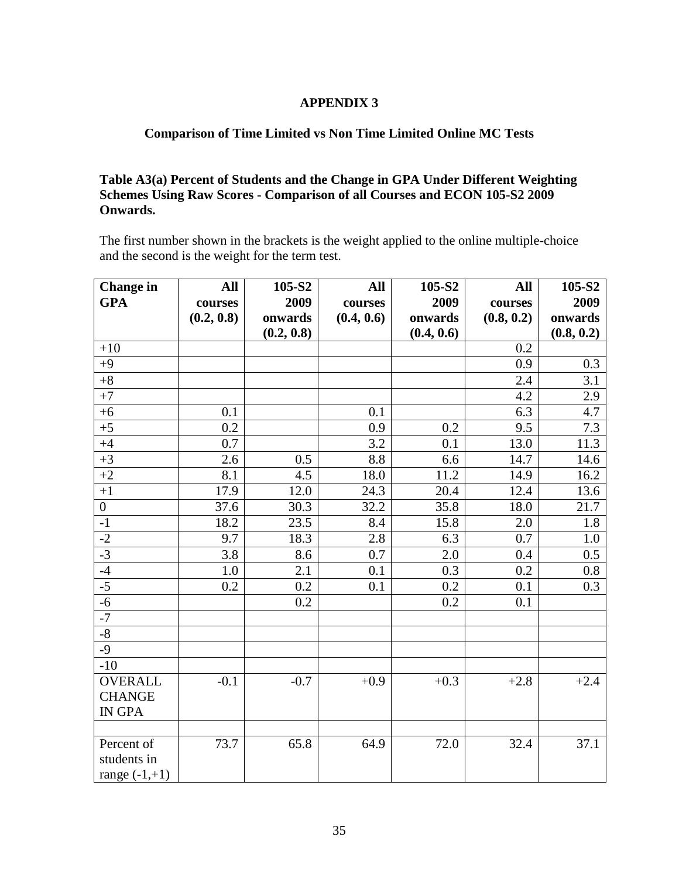# APPENDIX 3

## Comparison of Time Limited vs Non Time Limited Online MC Tests

**Table A3(a) Percent of Students and the Change in GPA Under Different Weighting Schemes Using Raw Scores - Comparison of all Courses and ECON 105-S2 2009 Onwards.**

The first number shown in the brackets is the weight applied to the online multiple-choice and the second is the weight for the term test.

| Change in GPA | All courses (0.2, 0.8) | 105-S2 2009 onwards (0.2, 0.8) | All courses (0.4, 0.6) | 105-S2 2009 onwards (0.4, 0.6) | All courses (0.8, 0.2) | 105-S2 2009 onwards (0.8, 0.2) |
|---|---|---|---|---|---|---|
| +10 | | | | | 0.2 | |
| +9 | | | | | 0.9 | 0.3 |
| +8 | | | | | 2.4 | 3.1 |
| +7 | | | | | 4.2 | 2.9 |
| +6 | 0.1 | | 0.1 | | 6.3 | 4.7 |
| +5 | 0.2 | | 0.9 | 0.2 | 9.5 | 7.3 |
| +4 | 0.7 | | 3.2 | 0.1 | 13.0 | 11.3 |
| +3 | 2.6 | 0.5 | 8.8 | 6.6 | 14.7 | 14.6 |
| +2 | 8.1 | 4.5 | 18.0 | 11.2 | 14.9 | 16.2 |
| +1 | 17.9 | 12.0 | 24.3 | 20.4 | 12.4 | 13.6 |
| 0 | 37.6 | 30.3 | 32.2 | 35.8 | 18.0 | 21.7 |
| -1 | 18.2 | 23.5 | 8.4 | 15.8 | 2.0 | 1.8 |
| -2 | 9.7 | 18.3 | 2.8 | 6.3 | 0.7 | 1.0 |
| -3 | 3.8 | 8.6 | 0.7 | 2.0 | 0.4 | 0.5 |
| -4 | 1.0 | 2.1 | 0.1 | 0.3 | 0.2 | 0.8 |
| -5 | 0.2 | 0.2 | 0.1 | 0.2 | 0.1 | 0.3 |
| -6 | | 0.2 | | 0.2 | 0.1 | |
| -7 | | | | | | |
| -8 | | | | | | |
| -9 | | | | | | |
| -10 | | | | | | |
| OVERALL CHANGE IN GPA | -0.1 | -0.7 | +0.9 | +0.3 | +2.8 | +2.4 |
| | | | | | | |
| Percent of students in range (-1,+1) | 73.7 | 65.8 | 64.9 | 72.0 | 32.4 | 37.1 |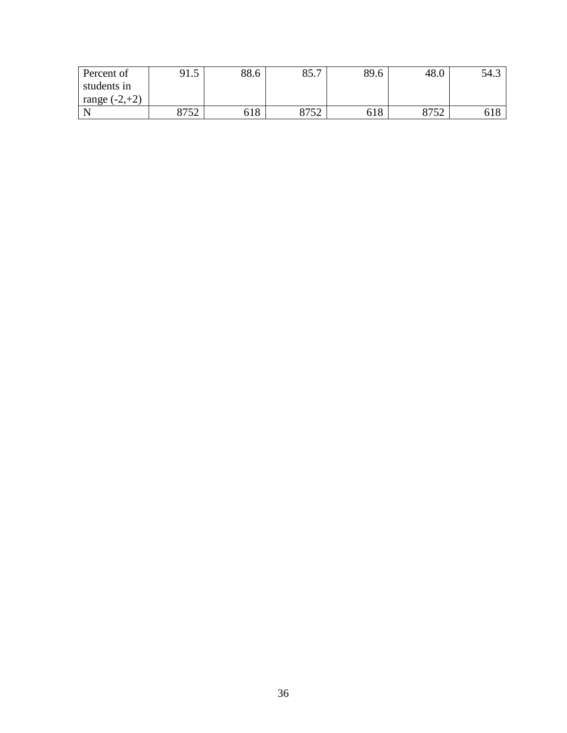| Percent of students in range (-2,+2) | 91.5 | 88.6 | 85.7 | 89.6 | 48.0 | 54.3 |
|---|---|---|---|---|---|---|
| N | 8752 | 618 | 8752 | 618 | 8752 | 618 |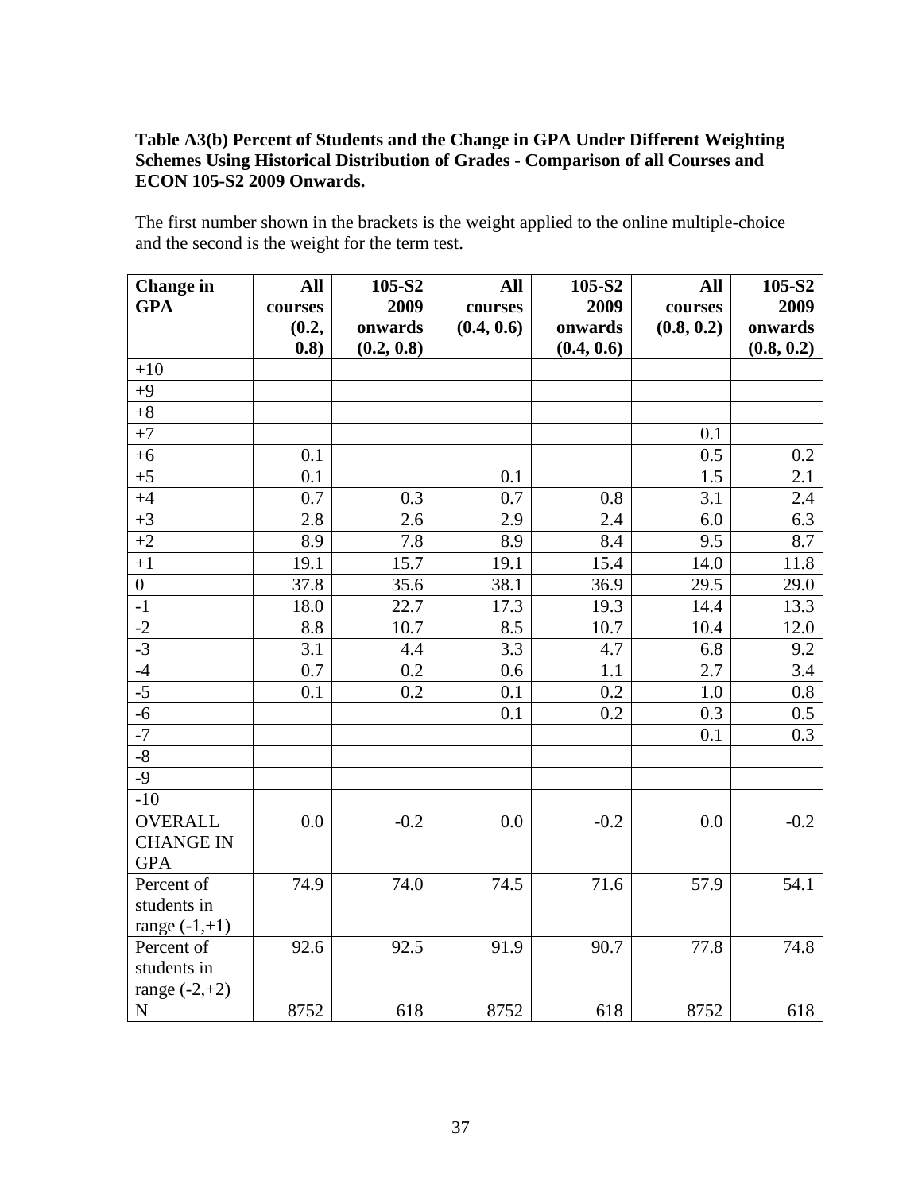**Table A3(b) Percent of Students and the Change in GPA Under Different Weighting Schemes Using Historical Distribution of Grades - Comparison of all Courses and ECON 105-S2 2009 Onwards.**

The first number shown in the brackets is the weight applied to the online multiple-choice and the second is the weight for the term test.

| Change in GPA | All courses (0.2, 0.8) | 105-S2 2009 onwards (0.2, 0.8) | All courses (0.4, 0.6) | 105-S2 2009 onwards (0.4, 0.6) | All courses (0.8, 0.2) | 105-S2 2009 onwards (0.8, 0.2) |
|---|---|---|---|---|---|---|
| +10 | | | | | | |
| +9 | | | | | | |
| +8 | | | | | | |
| +7 | | | | | 0.1 | |
| +6 | 0.1 | | | | 0.5 | 0.2 |
| +5 | 0.1 | | 0.1 | | 1.5 | 2.1 |
| +4 | 0.7 | 0.3 | 0.7 | 0.8 | 3.1 | 2.4 |
| +3 | 2.8 | 2.6 | 2.9 | 2.4 | 6.0 | 6.3 |
| +2 | 8.9 | 7.8 | 8.9 | 8.4 | 9.5 | 8.7 |
| +1 | 19.1 | 15.7 | 19.1 | 15.4 | 14.0 | 11.8 |
| 0 | 37.8 | 35.6 | 38.1 | 36.9 | 29.5 | 29.0 |
| -1 | 18.0 | 22.7 | 17.3 | 19.3 | 14.4 | 13.3 |
| -2 | 8.8 | 10.7 | 8.5 | 10.7 | 10.4 | 12.0 |
| -3 | 3.1 | 4.4 | 3.3 | 4.7 | 6.8 | 9.2 |
| -4 | 0.7 | 0.2 | 0.6 | 1.1 | 2.7 | 3.4 |
| -5 | 0.1 | 0.2 | 0.1 | 0.2 | 1.0 | 0.8 |
| -6 | | | 0.1 | 0.2 | 0.3 | 0.5 |
| -7 | | | | | 0.1 | 0.3 |
| -8 | | | | | | |
| -9 | | | | | | |
| -10 | | | | | | |
| OVERALL CHANGE IN GPA | 0.0 | -0.2 | 0.0 | -0.2 | 0.0 | -0.2 |
| Percent of students in range (-1,+1) | 74.9 | 74.0 | 74.5 | 71.6 | 57.9 | 54.1 |
| Percent of students in range (-2,+2) | 92.6 | 92.5 | 91.9 | 90.7 | 77.8 | 74.8 |
| N | 8752 | 618 | 8752 | 618 | 8752 | 618 |